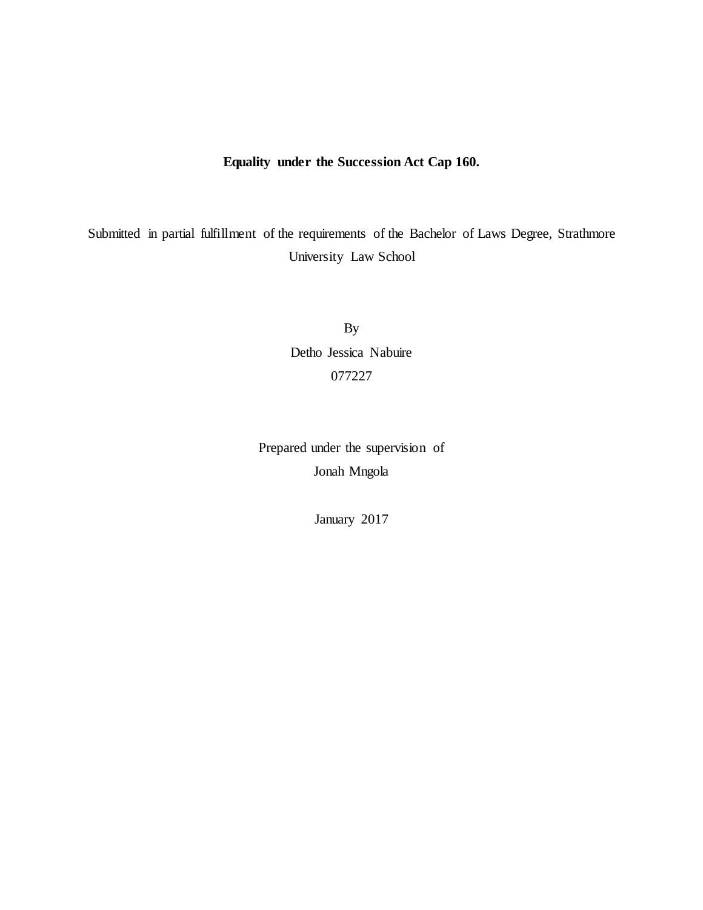# Equality under the Succession Act Cap 160.

Submitted in partial fulfillment of the requirements of the Bachelor of Laws Degree, Strathmore University Law School

By

Detho Jessica Nabuire

077227

Prepared under the supervision of

Jonah Mngola

January 2017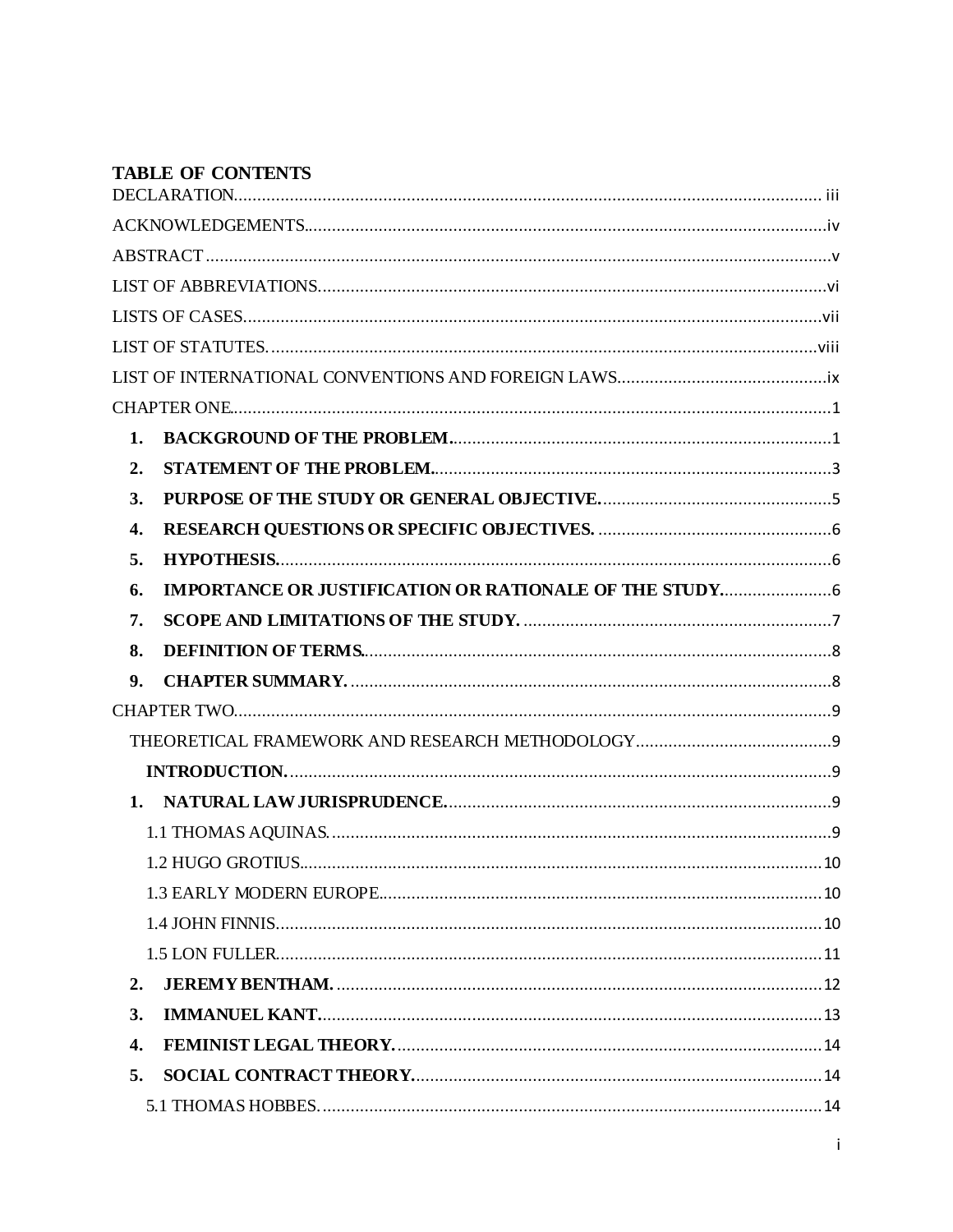## TABLE OF CONTENTS

DECLARATION.............................................................................................................. iii

ACKNOWLEDGEMENTS................................................................................................iv

ABSTRACT ......................................................................................................................v

LIST OF ABBREVIATIONS.............................................................................................vi

LISTS OF CASES............................................................................................................vii

LIST OF STATUTES. ......................................................................................................viii

LIST OF INTERNATIONAL CONVENTIONS AND FOREIGN LAWS.............................................ix

CHAPTER ONE................................................................................................................1

**1. BACKGROUND OF THE PROBLEM.**.................................................................................1

**2. STATEMENT OF THE PROBLEM.**.....................................................................................3

**3. PURPOSE OF THE STUDY OR GENERAL OBJECTIVE.**.................................................5

**4. RESEARCH QUESTIONS OR SPECIFIC OBJECTIVES.** ..................................................6

**5. HYPOTHESIS.**.......................................................................................................6

**6. IMPORTANCE OR JUSTIFICATION OR RATIONALE OF THE STUDY.**........................6

**7. SCOPE AND LIMITATIONS OF THE STUDY.** .................................................................7

**8. DEFINITION OF TERMS.**.......................................................................................8

**9. CHAPTER SUMMARY.** ........................................................................................8

CHAPTER TWO................................................................................................................9

THEORETICAL FRAMEWORK AND RESEARCH METHODOLOGY..........................................9

**INTRODUCTION.**.....................................................................................................9

**1. NATURAL LAW JURISPRUDENCE.**..................................................................................9

1.1 THOMAS AQUINAS. ........................................................................................................9

1.2 HUGO GROTIUS...............................................................................................................10

1.3 EARLY MODERN EUROPE..............................................................................................10

1.4 JOHN FINNIS.....................................................................................................................10

1.5 LON FULLER.....................................................................................................................11

**2. JEREMY BENTHAM.** ........................................................................................12

**3. IMMANUEL KANT.**...........................................................................................13

**4. FEMINIST LEGAL THEORY.** ...........................................................................14

**5. SOCIAL CONTRACT THEORY.**......................................................................14

5.1 THOMAS HOBBES. ..........................................................................................................14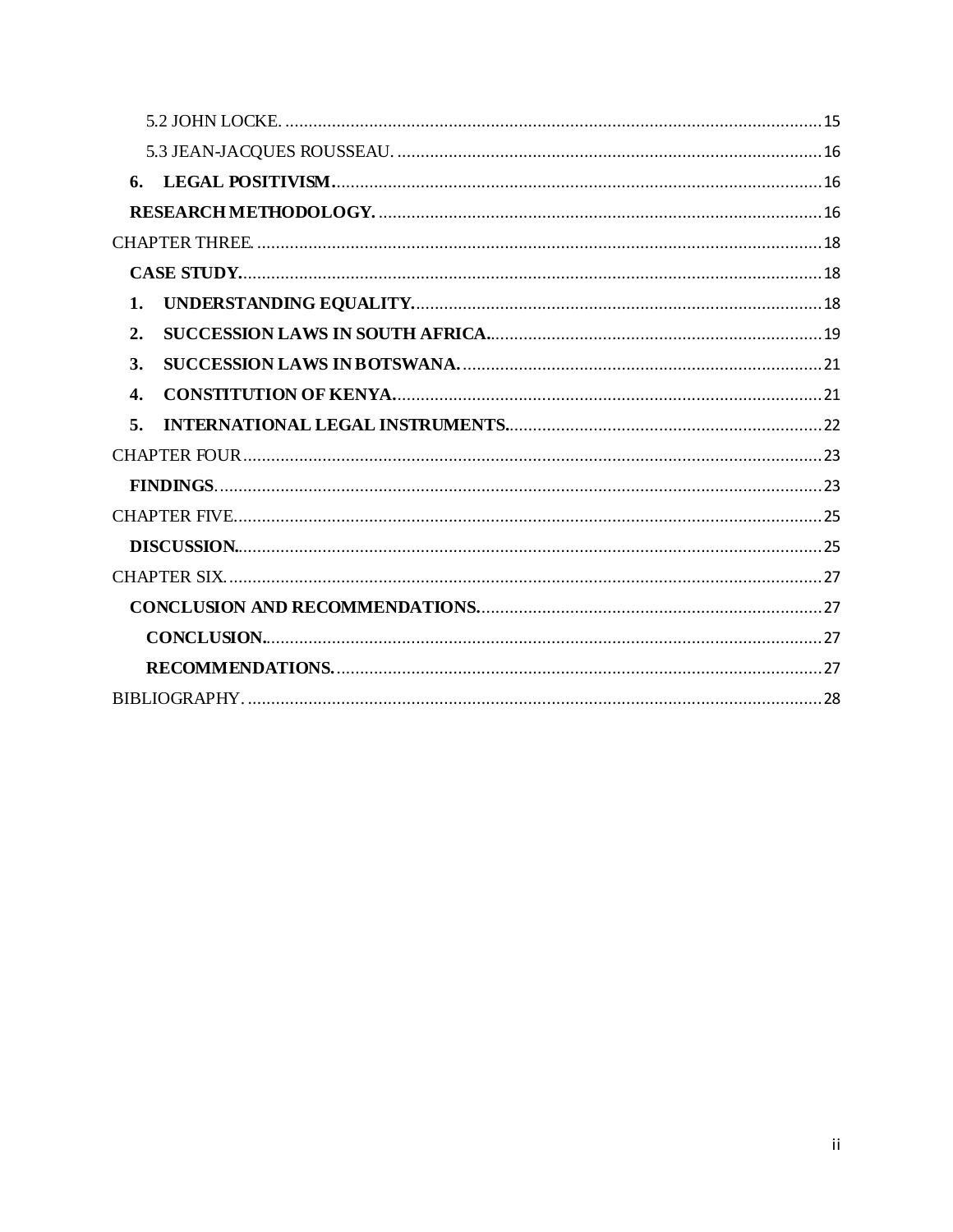5.2 JOHN LOCKE. ..... 15

5.3 JEAN-JACQUES ROUSSEAU. ..... 16

**6. LEGAL POSITIVISM.** ..... 16

**RESEARCH METHODOLOGY.** ..... 16

CHAPTER THREE. ..... 18

**CASE STUDY.** ..... 18

**1. UNDERSTANDING EQUALITY.** ..... 18

**2. SUCCESSION LAWS IN SOUTH AFRICA.** ..... 19

**3. SUCCESSION LAWS IN BOTSWANA.** ..... 21

**4. CONSTITUTION OF KENYA.** ..... 21

**5. INTERNATIONAL LEGAL INSTRUMENTS.** ..... 22

CHAPTER FOUR ..... 23

**FINDINGS.** ..... 23

CHAPTER FIVE. ..... 25

**DISCUSSION.** ..... 25

CHAPTER SIX. ..... 27

**CONCLUSION AND RECOMMENDATIONS.** ..... 27

**CONCLUSION.** ..... 27

**RECOMMENDATIONS.** ..... 27

BIBLIOGRAPHY. ..... 28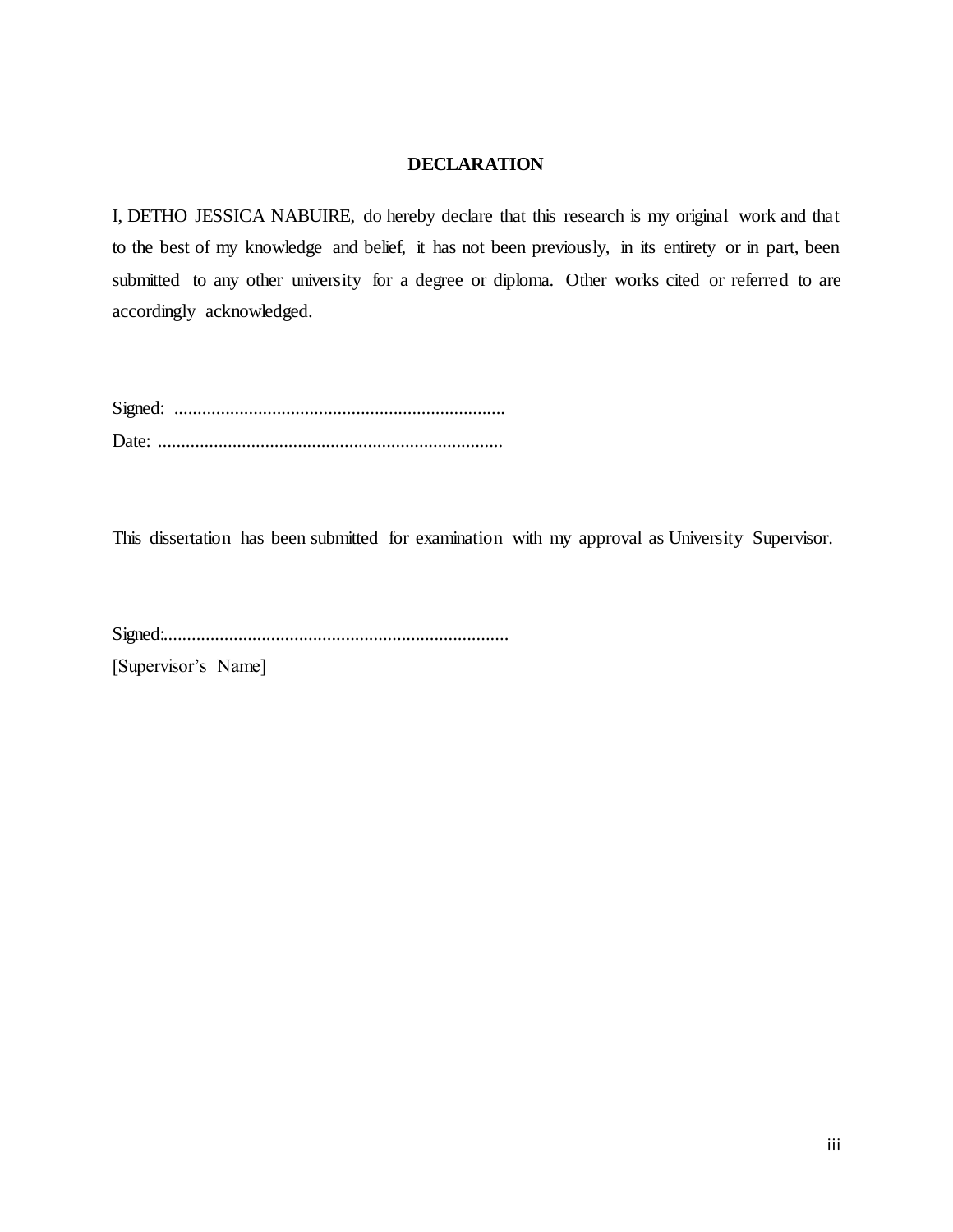## DECLARATION

I, DETHO JESSICA NABUIRE, do hereby declare that this research is my original work and that to the best of my knowledge and belief, it has not been previously, in its entirety or in part, been submitted to any other university for a degree or diploma. Other works cited or referred to are accordingly acknowledged.

Signed: ........................................................................

Date: ...........................................................................

This dissertation has been submitted for examination with my approval as University Supervisor.

Signed:..........................................................................

[Supervisor's Name]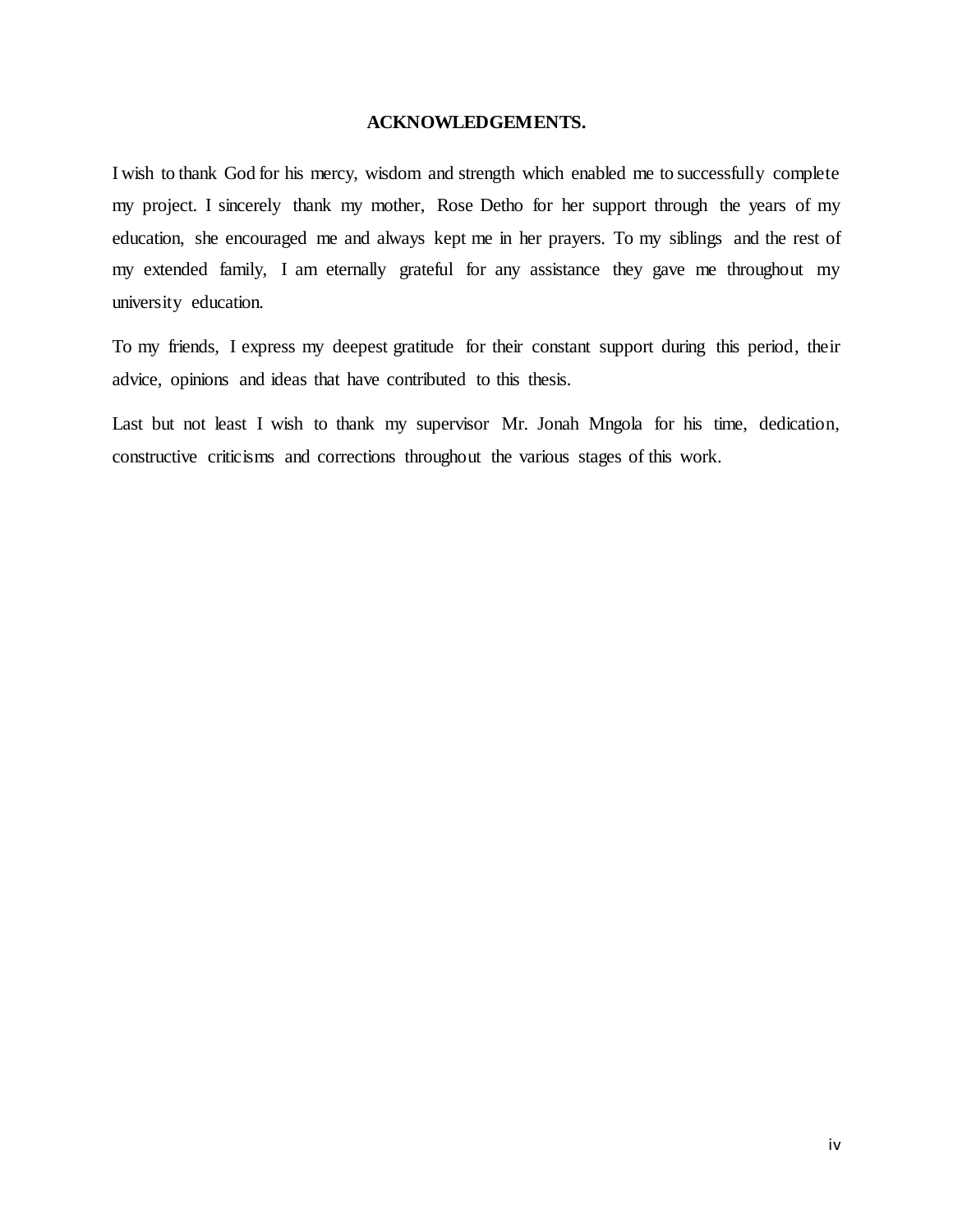## ACKNOWLEDGEMENTS.

I wish to thank God for his mercy, wisdom and strength which enabled me to successfully complete my project. I sincerely thank my mother, Rose Detho for her support through the years of my education, she encouraged me and always kept me in her prayers. To my siblings and the rest of my extended family, I am eternally grateful for any assistance they gave me throughout my university education.

To my friends, I express my deepest gratitude for their constant support during this period, their advice, opinions and ideas that have contributed to this thesis.

Last but not least I wish to thank my supervisor Mr. Jonah Mngola for his time, dedication, constructive criticisms and corrections throughout the various stages of this work.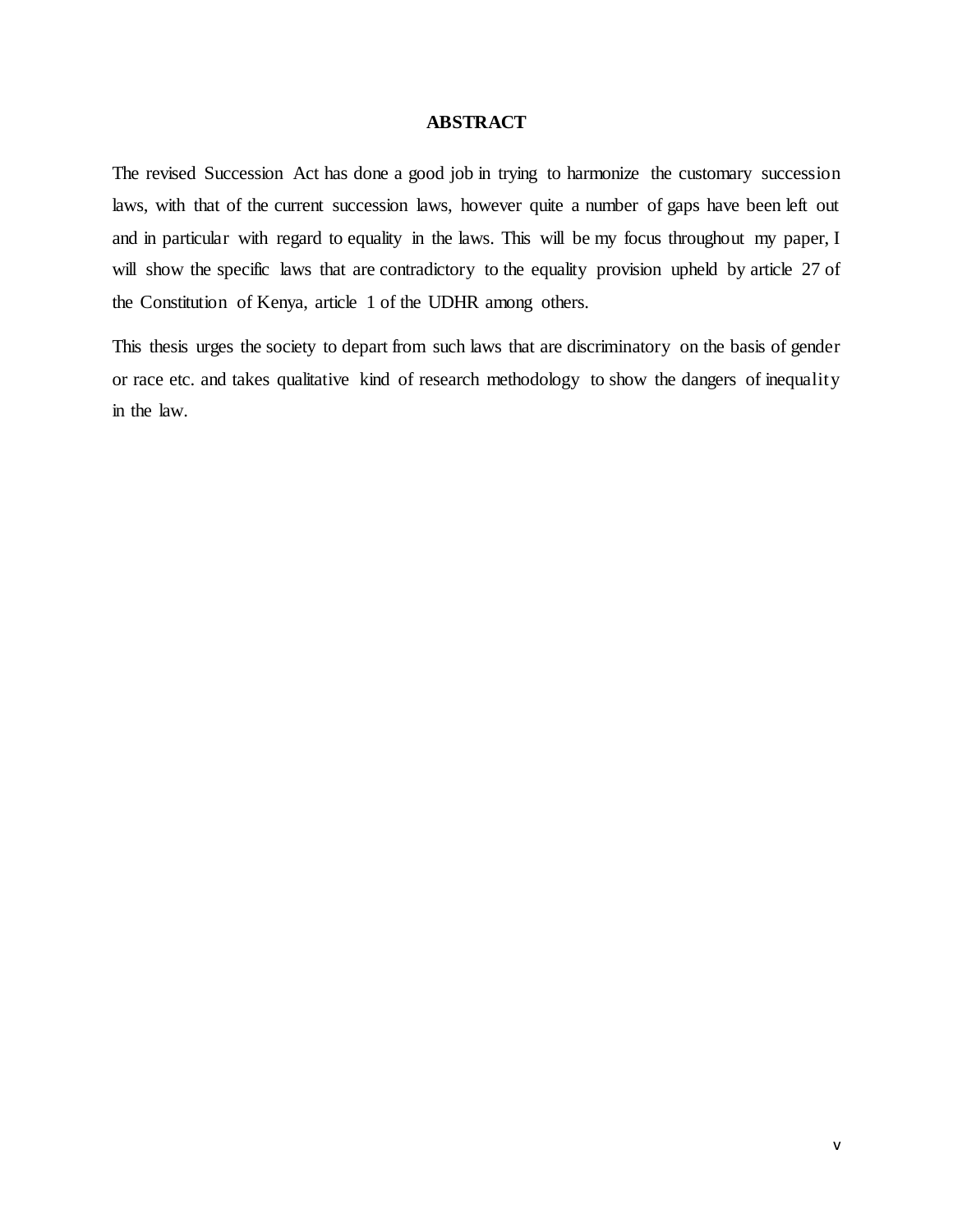## ABSTRACT

The revised Succession Act has done a good job in trying to harmonize the customary succession laws, with that of the current succession laws, however quite a number of gaps have been left out and in particular with regard to equality in the laws. This will be my focus throughout my paper, I will show the specific laws that are contradictory to the equality provision upheld by article 27 of the Constitution of Kenya, article 1 of the UDHR among others.

This thesis urges the society to depart from such laws that are discriminatory on the basis of gender or race etc. and takes qualitative kind of research methodology to show the dangers of inequality in the law.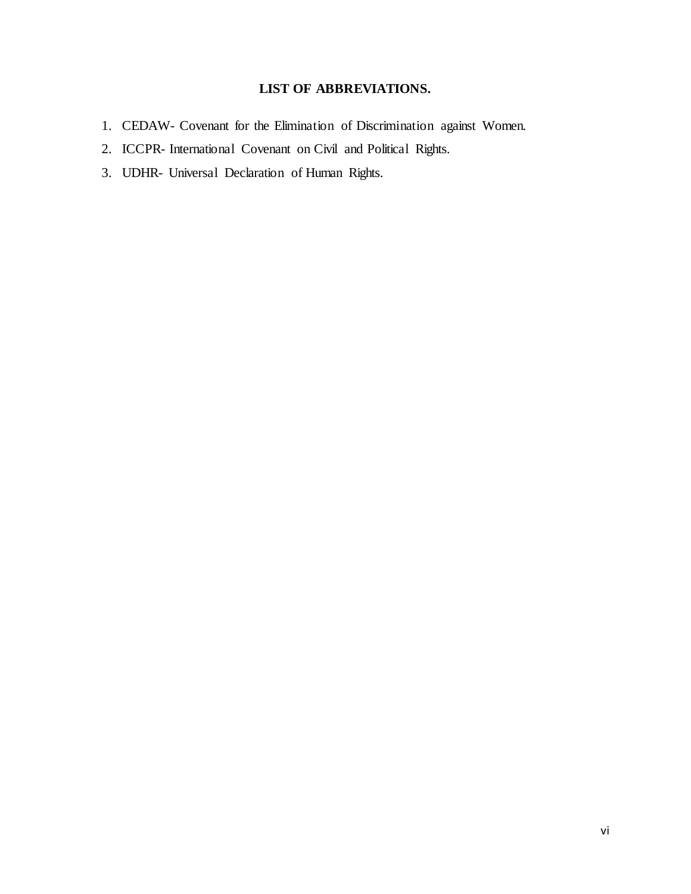## LIST OF ABBREVIATIONS.

1. CEDAW- Covenant for the Elimination of Discrimination against Women.
2. ICCPR- International Covenant on Civil and Political Rights.
3. UDHR- Universal Declaration of Human Rights.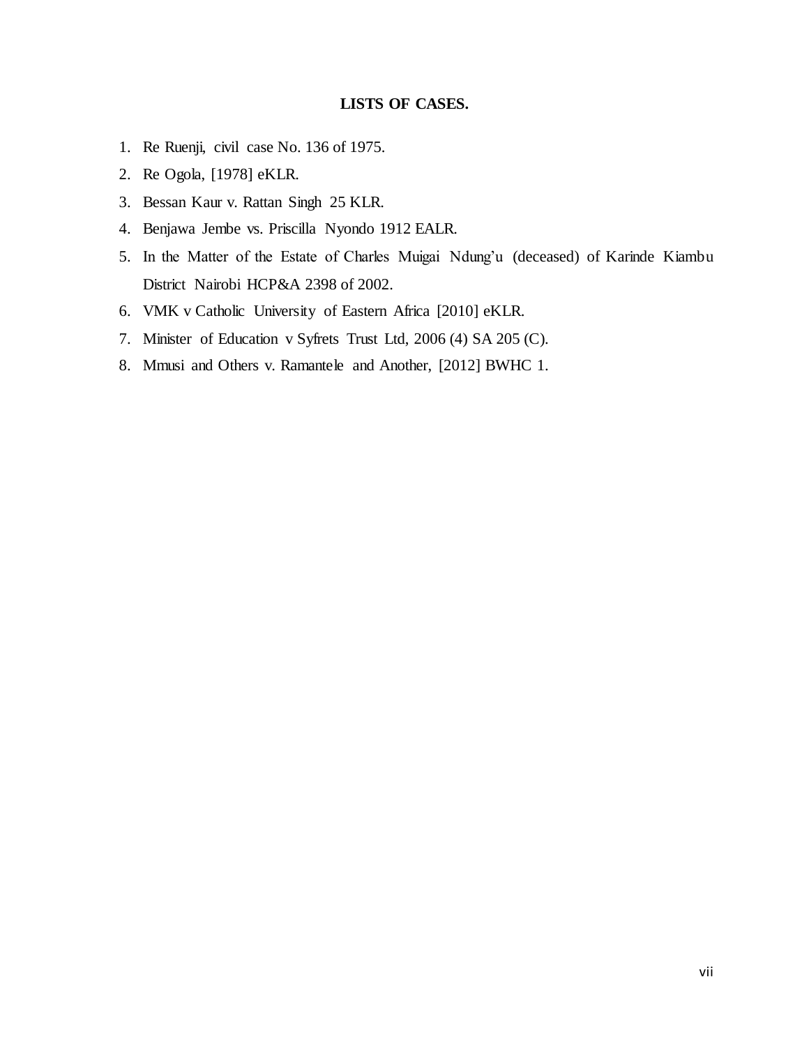## LISTS OF CASES.

1. Re Ruenji, civil case No. 136 of 1975.
2. Re Ogola, [1978] eKLR.
3. Bessan Kaur v. Rattan Singh 25 KLR.
4. Benjawa Jembe vs. Priscilla Nyondo 1912 EALR.
5. In the Matter of the Estate of Charles Muigai Ndung'u (deceased) of Karinde Kiambu District Nairobi HCP&A 2398 of 2002.
6. VMK v Catholic University of Eastern Africa [2010] eKLR.
7. Minister of Education v Syfrets Trust Ltd, 2006 (4) SA 205 (C).
8. Mmusi and Others v. Ramantele and Another, [2012] BWHC 1.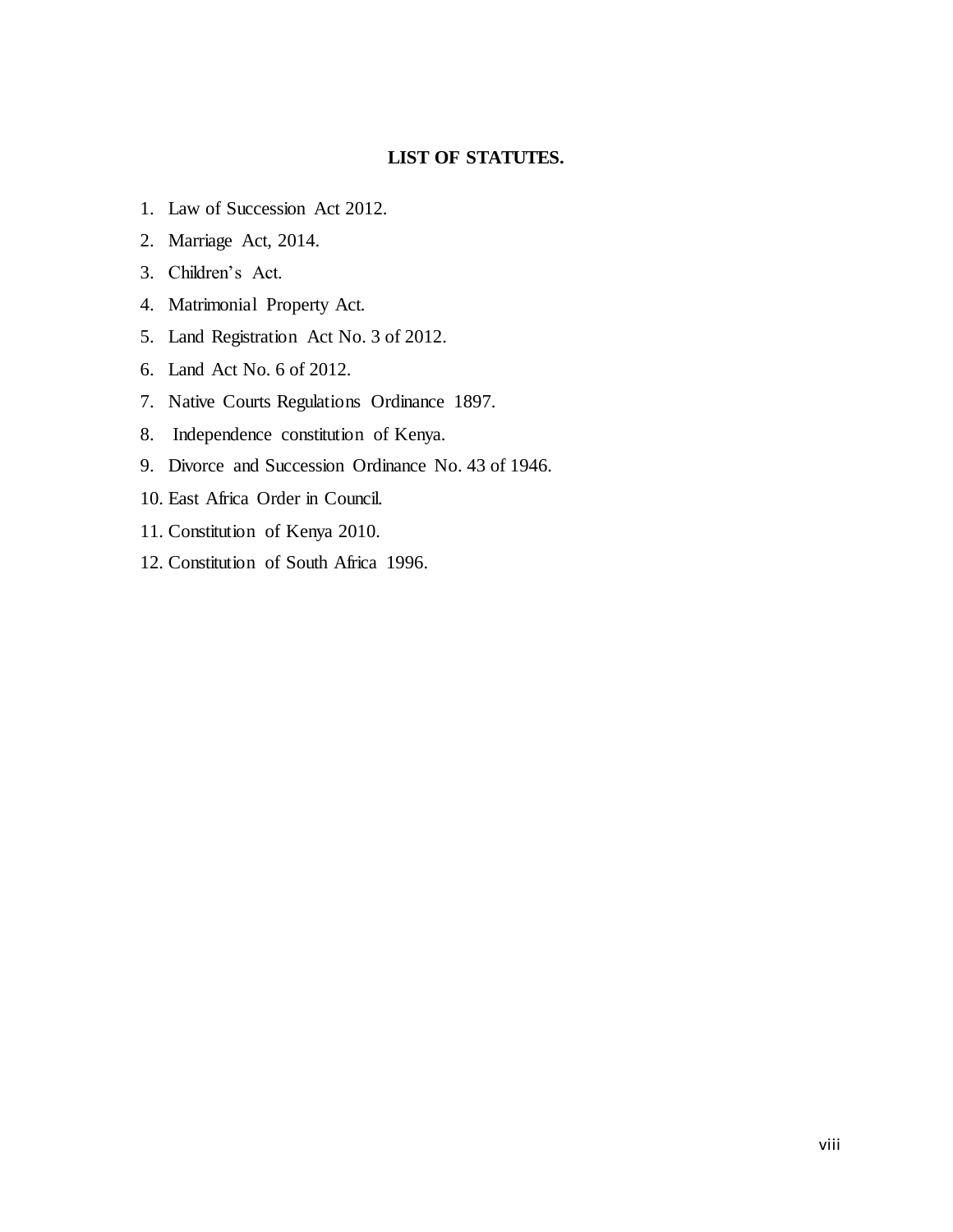## LIST OF STATUTES.

1. Law of Succession Act 2012.
2. Marriage Act, 2014.
3. Children's Act.
4. Matrimonial Property Act.
5. Land Registration Act No. 3 of 2012.
6. Land Act No. 6 of 2012.
7. Native Courts Regulations Ordinance 1897.
8. Independence constitution of Kenya.
9. Divorce and Succession Ordinance No. 43 of 1946.
10. East Africa Order in Council.
11. Constitution of Kenya 2010.
12. Constitution of South Africa 1996.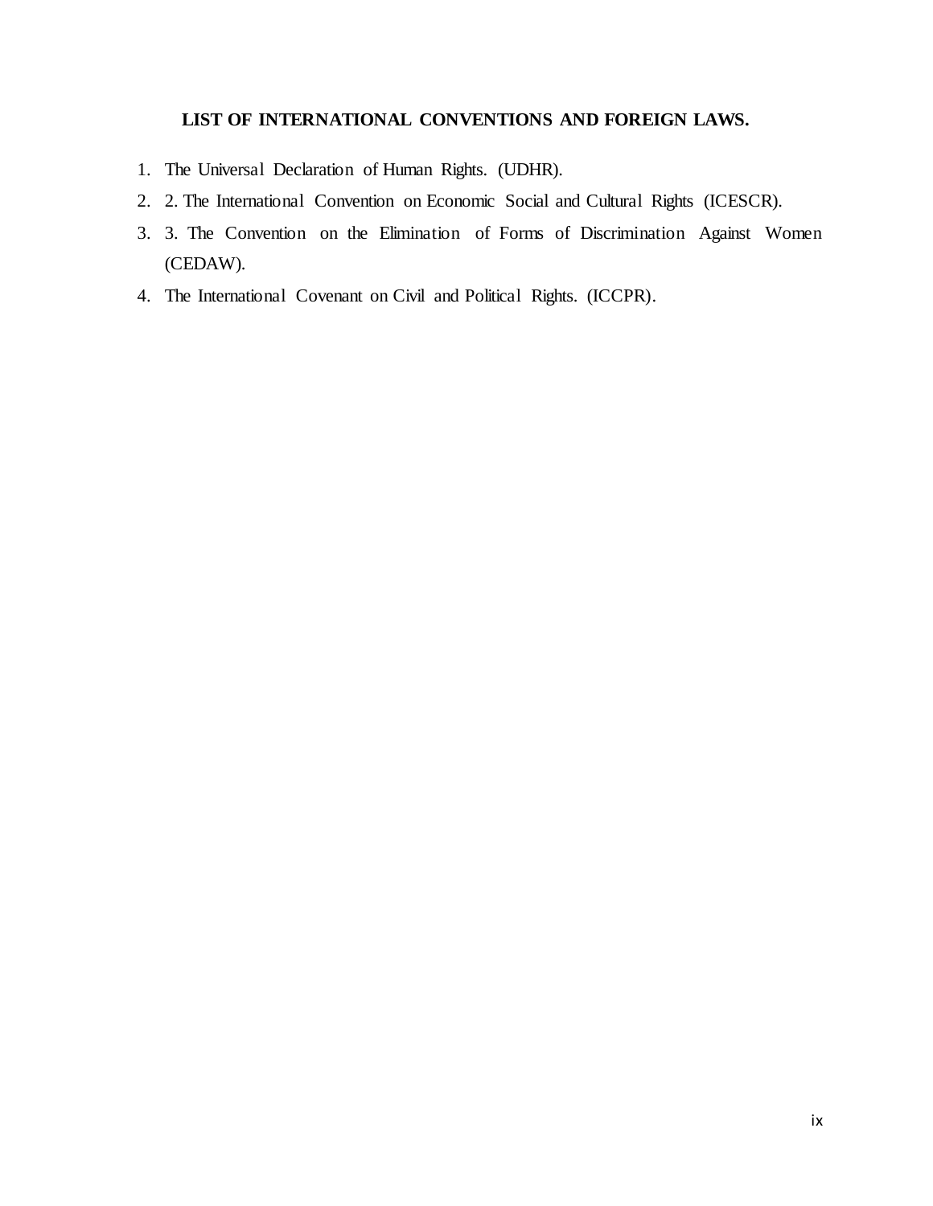**LIST OF INTERNATIONAL CONVENTIONS AND FOREIGN LAWS.**

1. The Universal Declaration of Human Rights. (UDHR).
2. 2. The International Convention on Economic Social and Cultural Rights (ICESCR).
3. 3. The Convention on the Elimination of Forms of Discrimination Against Women (CEDAW).
4. The International Covenant on Civil and Political Rights. (ICCPR).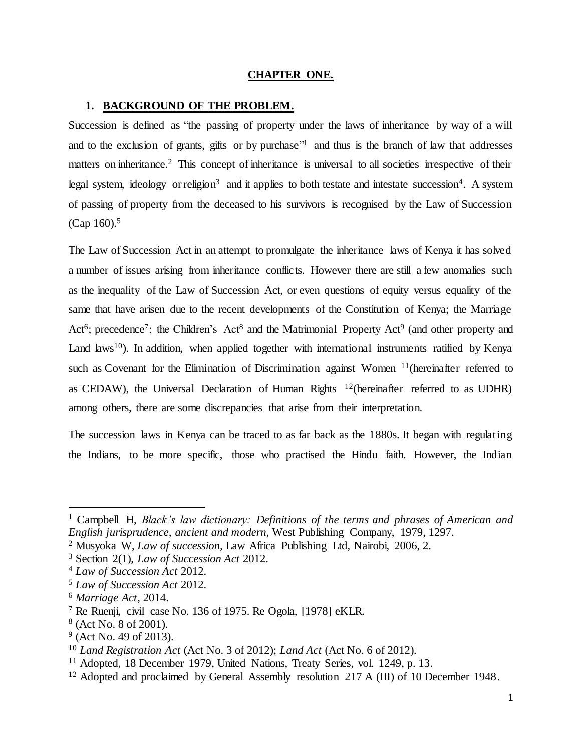# CHAPTER ONE.

## 1. BACKGROUND OF THE PROBLEM.

Succession is defined as "the passing of property under the laws of inheritance by way of a will and to the exclusion of grants, gifts or by purchase"[1] and thus is the branch of law that addresses matters on inheritance.[2] This concept of inheritance is universal to all societies irrespective of their legal system, ideology or religion[3] and it applies to both testate and intestate succession[4]. A system of passing of property from the deceased to his survivors is recognised by the Law of Succession (Cap 160).[5]

The Law of Succession Act in an attempt to promulgate the inheritance laws of Kenya it has solved a number of issues arising from inheritance conflicts. However there are still a few anomalies such as the inequality of the Law of Succession Act, or even questions of equity versus equality of the same that have arisen due to the recent developments of the Constitution of Kenya; the Marriage Act[6]; precedence[7]; the Children's Act[8] and the Matrimonial Property Act[9] (and other property and Land laws[10]). In addition, when applied together with international instruments ratified by Kenya such as Covenant for the Elimination of Discrimination against Women [11](hereinafter referred to as CEDAW), the Universal Declaration of Human Rights [12](hereinafter referred to as UDHR) among others, there are some discrepancies that arise from their interpretation.

The succession laws in Kenya can be traced to as far back as the 1880s. It began with regulating the Indians, to be more specific, those who practised the Hindu faith. However, the Indian

---

[1] Campbell H, *Black's law dictionary: Definitions of the terms and phrases of American and English jurisprudence, ancient and modern*, West Publishing Company, 1979, 1297.

[2] Musyoka W, *Law of succession,* Law Africa Publishing Ltd, Nairobi, 2006, 2.

[3] Section 2(1), *Law of Succession Act* 2012.

[4] *Law of Succession Act* 2012.

[5] *Law of Succession Act* 2012.

[6] *Marriage Act*, 2014.

[7] Re Ruenji, civil case No. 136 of 1975. Re Ogola, [1978] eKLR.

[8] (Act No. 8 of 2001).

[9] (Act No. 49 of 2013).

[10] *Land Registration Act* (Act No. 3 of 2012); *Land Act* (Act No. 6 of 2012).

[11] Adopted, 18 December 1979, United Nations, Treaty Series, vol. 1249, p. 13.

[12] Adopted and proclaimed by General Assembly resolution 217 A (III) of 10 December 1948.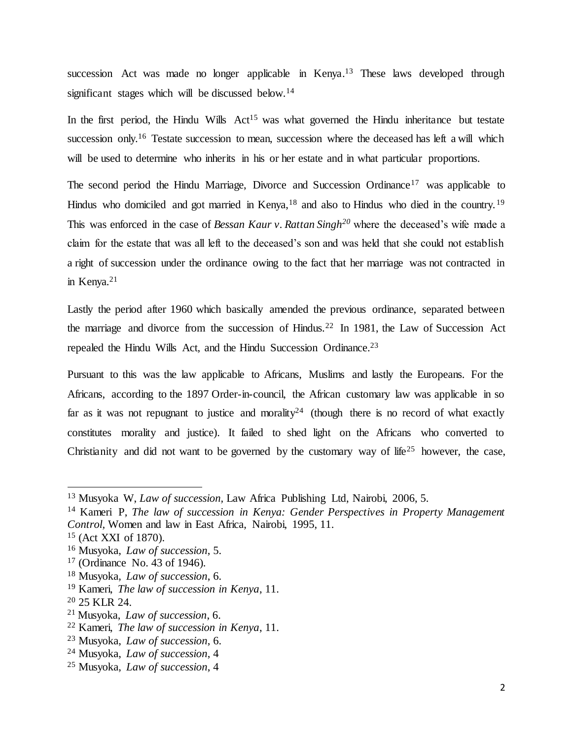succession Act was made no longer applicable in Kenya.[13] These laws developed through significant stages which will be discussed below.[14]

In the first period, the Hindu Wills Act[15] was what governed the Hindu inheritance but testate succession only.[16] Testate succession to mean, succession where the deceased has left a will which will be used to determine who inherits in his or her estate and in what particular proportions.

The second period the Hindu Marriage, Divorce and Succession Ordinance[17] was applicable to Hindus who domiciled and got married in Kenya,[18] and also to Hindus who died in the country.[19] This was enforced in the case of *Bessan Kaur v. Rattan Singh*[20] where the deceased's wife made a claim for the estate that was all left to the deceased's son and was held that she could not establish a right of succession under the ordinance owing to the fact that her marriage was not contracted in in Kenya.[21]

Lastly the period after 1960 which basically amended the previous ordinance, separated between the marriage and divorce from the succession of Hindus.[22] In 1981, the Law of Succession Act repealed the Hindu Wills Act, and the Hindu Succession Ordinance.[23]

Pursuant to this was the law applicable to Africans, Muslims and lastly the Europeans. For the Africans, according to the 1897 Order-in-council, the African customary law was applicable in so far as it was not repugnant to justice and morality[24] (though there is no record of what exactly constitutes morality and justice). It failed to shed light on the Africans who converted to Christianity and did not want to be governed by the customary way of life[25] however, the case,

---

[13] Musyoka W, *Law of succession*, Law Africa Publishing Ltd, Nairobi, 2006, 5.

[14] Kameri P, *The law of succession in Kenya: Gender Perspectives in Property Management Control*, Women and law in East Africa, Nairobi, 1995, 11.

[15] (Act XXI of 1870).

[16] Musyoka, *Law of succession*, 5.

[17] (Ordinance No. 43 of 1946).

[18] Musyoka, *Law of succession*, 6.

[19] Kameri, *The law of succession in Kenya*, 11.

[20] 25 KLR 24.

[21] Musyoka, *Law of succession*, 6.

[22] Kameri, *The law of succession in Kenya*, 11.

[23] Musyoka, *Law of succession*, 6.

[24] Musyoka, *Law of succession*, 4

[25] Musyoka, *Law of succession*, 4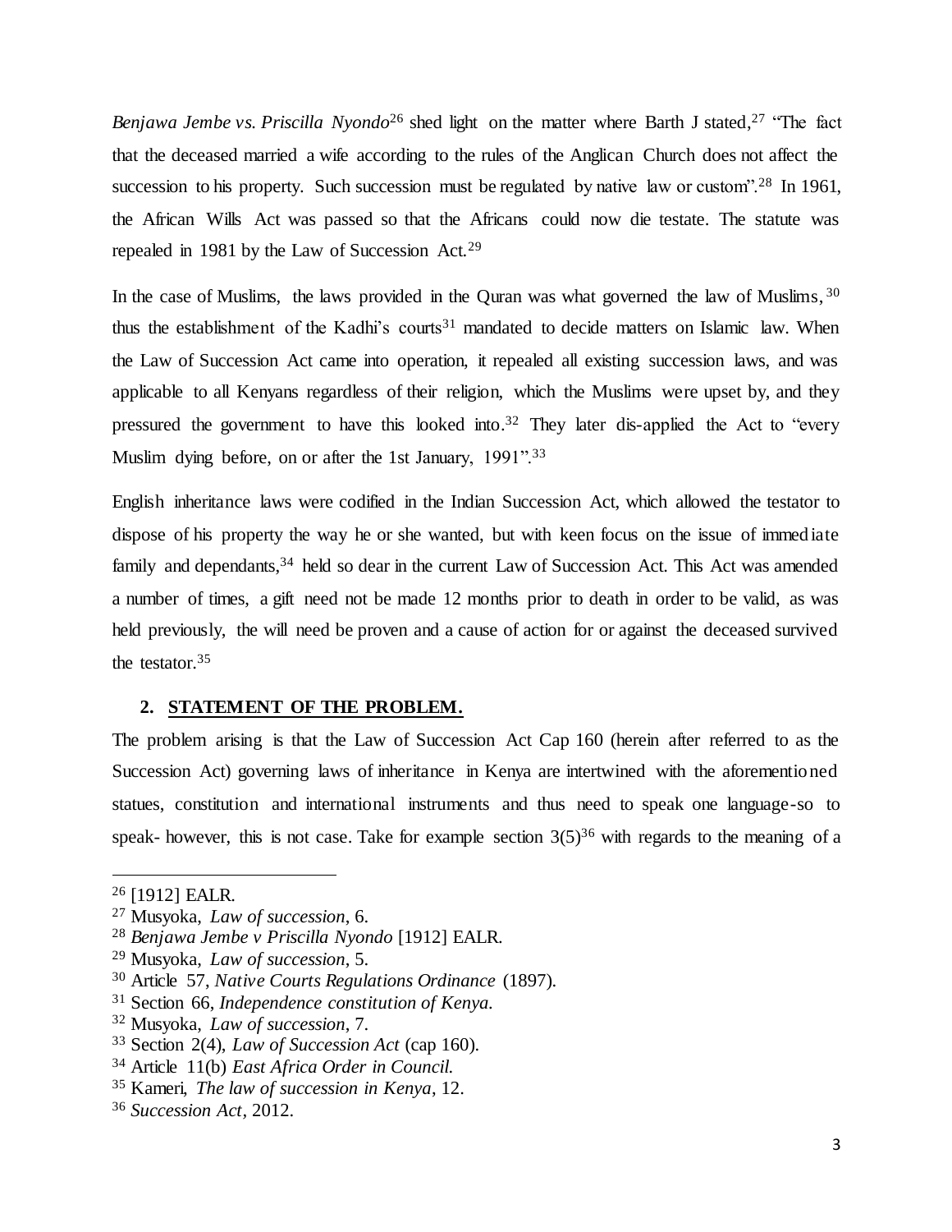*Benjawa Jembe vs. Priscilla Nyondo*[26] shed light on the matter where Barth J stated,[27] "The fact that the deceased married a wife according to the rules of the Anglican Church does not affect the succession to his property. Such succession must be regulated by native law or custom".[28] In 1961, the African Wills Act was passed so that the Africans could now die testate. The statute was repealed in 1981 by the Law of Succession Act.[29]

In the case of Muslims, the laws provided in the Quran was what governed the law of Muslims,[30] thus the establishment of the Kadhi's courts[31] mandated to decide matters on Islamic law. When the Law of Succession Act came into operation, it repealed all existing succession laws, and was applicable to all Kenyans regardless of their religion, which the Muslims were upset by, and they pressured the government to have this looked into.[32] They later dis-applied the Act to "every Muslim dying before, on or after the 1st January, 1991".[33]

English inheritance laws were codified in the Indian Succession Act, which allowed the testator to dispose of his property the way he or she wanted, but with keen focus on the issue of immediate family and dependants,[34] held so dear in the current Law of Succession Act. This Act was amended a number of times, a gift need not be made 12 months prior to death in order to be valid, as was held previously, the will need be proven and a cause of action for or against the deceased survived the testator.[35]

## 2. STATEMENT OF THE PROBLEM.

The problem arising is that the Law of Succession Act Cap 160 (herein after referred to as the Succession Act) governing laws of inheritance in Kenya are intertwined with the aforementioned statues, constitution and international instruments and thus need to speak one language-so to speak- however, this is not case. Take for example section 3(5)[36] with regards to the meaning of a

---

[26] [1912] EALR.

[27] Musyoka, *Law of succession*, 6.

[28] *Benjawa Jembe v Priscilla Nyondo* [1912] EALR.

[29] Musyoka, *Law of succession*, 5.

[30] Article 57, *Native Courts Regulations Ordinance* (1897).

[31] Section 66, *Independence constitution of Kenya.*

[32] Musyoka, *Law of succession*, 7.

[33] Section 2(4), *Law of Succession Act* (cap 160).

[34] Article 11(b) *East Africa Order in Council.*

[35] Kameri, *The law of succession in Kenya*, 12.

[36] *Succession Act*, 2012.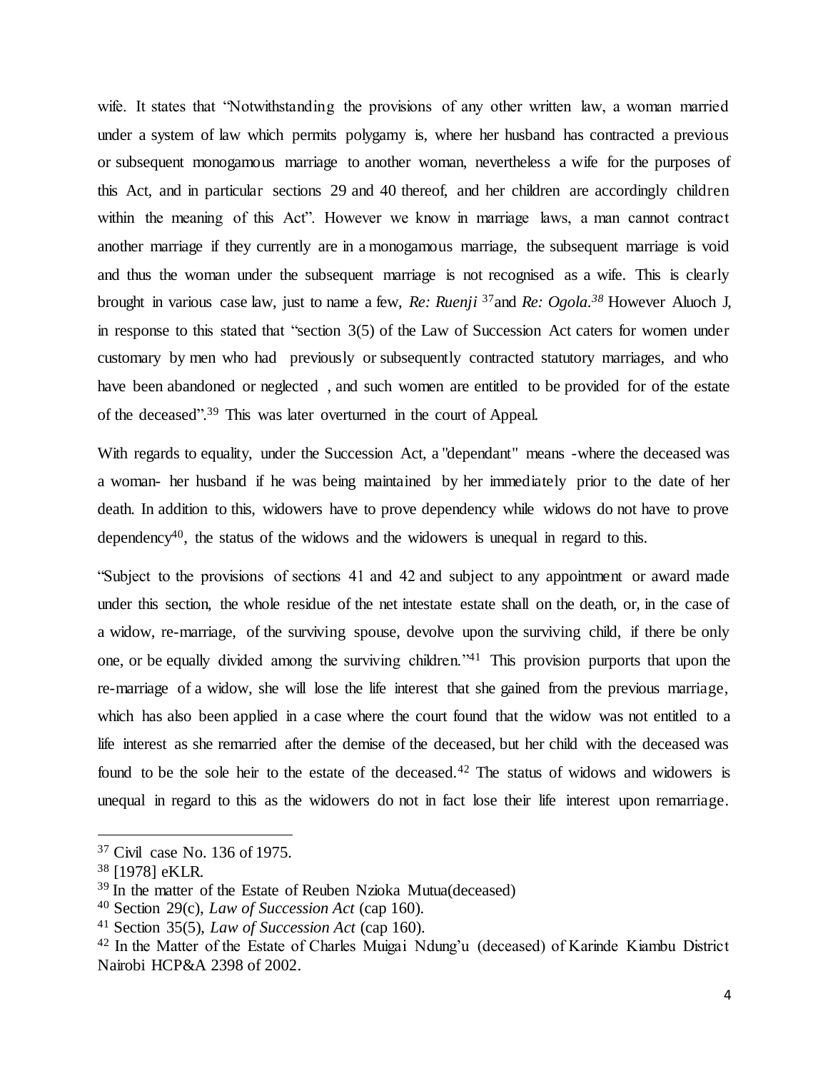wife. It states that "Notwithstanding the provisions of any other written law, a woman married under a system of law which permits polygamy is, where her husband has contracted a previous or subsequent monogamous marriage to another woman, nevertheless a wife for the purposes of this Act, and in particular sections 29 and 40 thereof, and her children are accordingly children within the meaning of this Act". However we know in marriage laws, a man cannot contract another marriage if they currently are in a monogamous marriage, the subsequent marriage is void and thus the woman under the subsequent marriage is not recognised as a wife. This is clearly brought in various case law, just to name a few, *Re: Ruenji* [37] and *Re: Ogola.*[38] However Aluoch J, in response to this stated that "section 3(5) of the Law of Succession Act caters for women under customary by men who had previously or subsequently contracted statutory marriages, and who have been abandoned or neglected , and such women are entitled to be provided for of the estate of the deceased".[39] This was later overturned in the court of Appeal.

With regards to equality, under the Succession Act, a "dependant" means -where the deceased was a woman- her husband if he was being maintained by her immediately prior to the date of her death. In addition to this, widowers have to prove dependency while widows do not have to prove dependency[40], the status of the widows and the widowers is unequal in regard to this.

"Subject to the provisions of sections 41 and 42 and subject to any appointment or award made under this section, the whole residue of the net intestate estate shall on the death, or, in the case of a widow, re-marriage, of the surviving spouse, devolve upon the surviving child, if there be only one, or be equally divided among the surviving children."[41] This provision purports that upon the re-marriage of a widow, she will lose the life interest that she gained from the previous marriage, which has also been applied in a case where the court found that the widow was not entitled to a life interest as she remarried after the demise of the deceased, but her child with the deceased was found to be the sole heir to the estate of the deceased.[42] The status of widows and widowers is unequal in regard to this as the widowers do not in fact lose their life interest upon remarriage.

---

[37] Civil case No. 136 of 1975.

[38] [1978] eKLR.

[39] In the matter of the Estate of Reuben Nzioka Mutua(deceased)

[40] Section 29(c), *Law of Succession Act* (cap 160).

[41] Section 35(5), *Law of Succession Act* (cap 160).

[42] In the Matter of the Estate of Charles Muigai Ndung'u (deceased) of Karinde Kiambu District Nairobi HCP&A 2398 of 2002.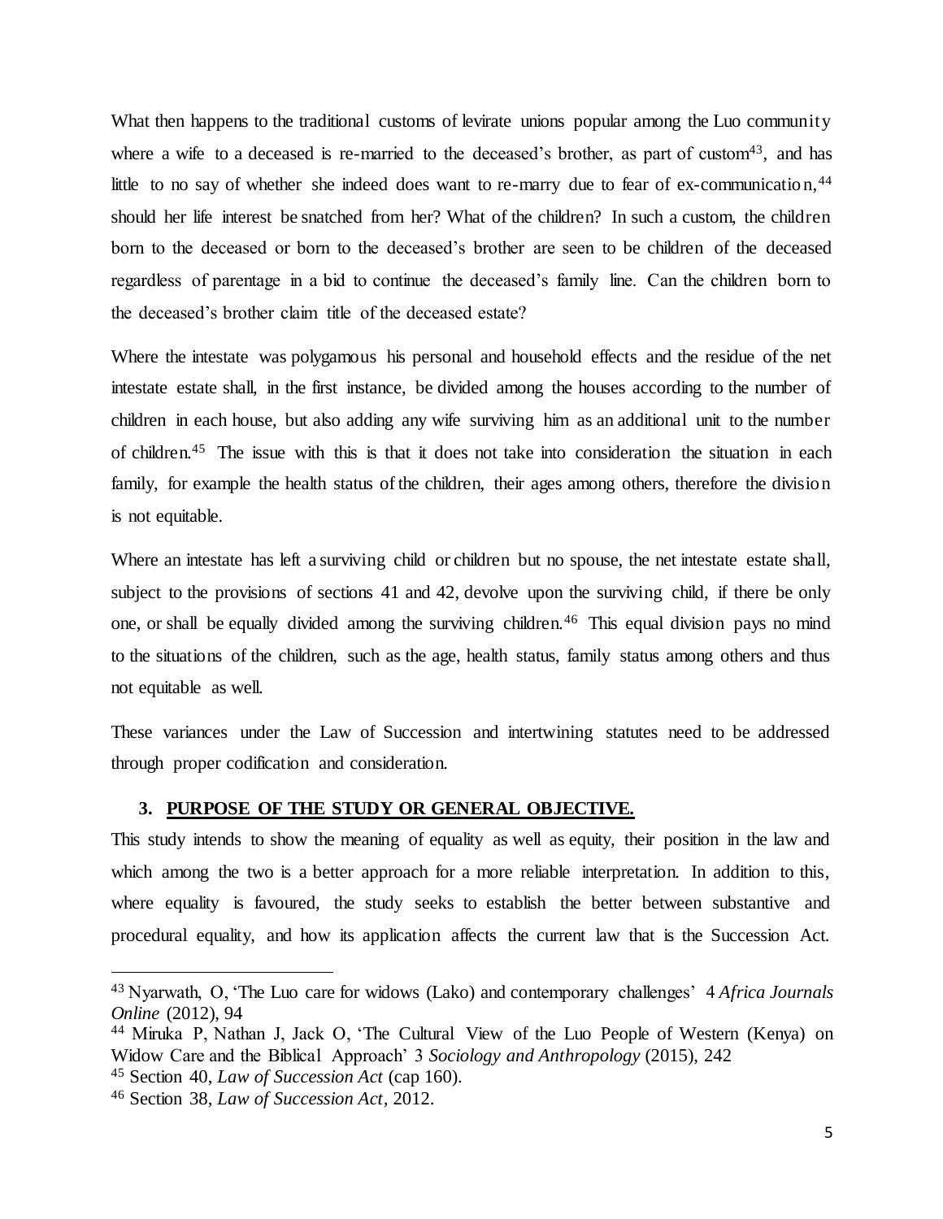What then happens to the traditional customs of levirate unions popular among the Luo community where a wife to a deceased is re-married to the deceased's brother, as part of custom[43], and has little to no say of whether she indeed does want to re-marry due to fear of ex-communication,[44] should her life interest be snatched from her? What of the children? In such a custom, the children born to the deceased or born to the deceased's brother are seen to be children of the deceased regardless of parentage in a bid to continue the deceased's family line. Can the children born to the deceased's brother claim title of the deceased estate?

Where the intestate was polygamous his personal and household effects and the residue of the net intestate estate shall, in the first instance, be divided among the houses according to the number of children in each house, but also adding any wife surviving him as an additional unit to the number of children.[45] The issue with this is that it does not take into consideration the situation in each family, for example the health status of the children, their ages among others, therefore the division is not equitable.

Where an intestate has left a surviving child or children but no spouse, the net intestate estate shall, subject to the provisions of sections 41 and 42, devolve upon the surviving child, if there be only one, or shall be equally divided among the surviving children.[46] This equal division pays no mind to the situations of the children, such as the age, health status, family status among others and thus not equitable as well.

These variances under the Law of Succession and intertwining statutes need to be addressed through proper codification and consideration.

## 3. PURPOSE OF THE STUDY OR GENERAL OBJECTIVE.

This study intends to show the meaning of equality as well as equity, their position in the law and which among the two is a better approach for a more reliable interpretation. In addition to this, where equality is favoured, the study seeks to establish the better between substantive and procedural equality, and how its application affects the current law that is the Succession Act.

---

[43] Nyarwath, O, 'The Luo care for widows (Lako) and contemporary challenges' 4 *Africa Journals Online* (2012), 94

[44] Miruka P, Nathan J, Jack O, 'The Cultural View of the Luo People of Western (Kenya) on Widow Care and the Biblical Approach' 3 *Sociology and Anthropology* (2015), 242

[45] Section 40, *Law of Succession Act* (cap 160).

[46] Section 38, *Law of Succession Act*, 2012.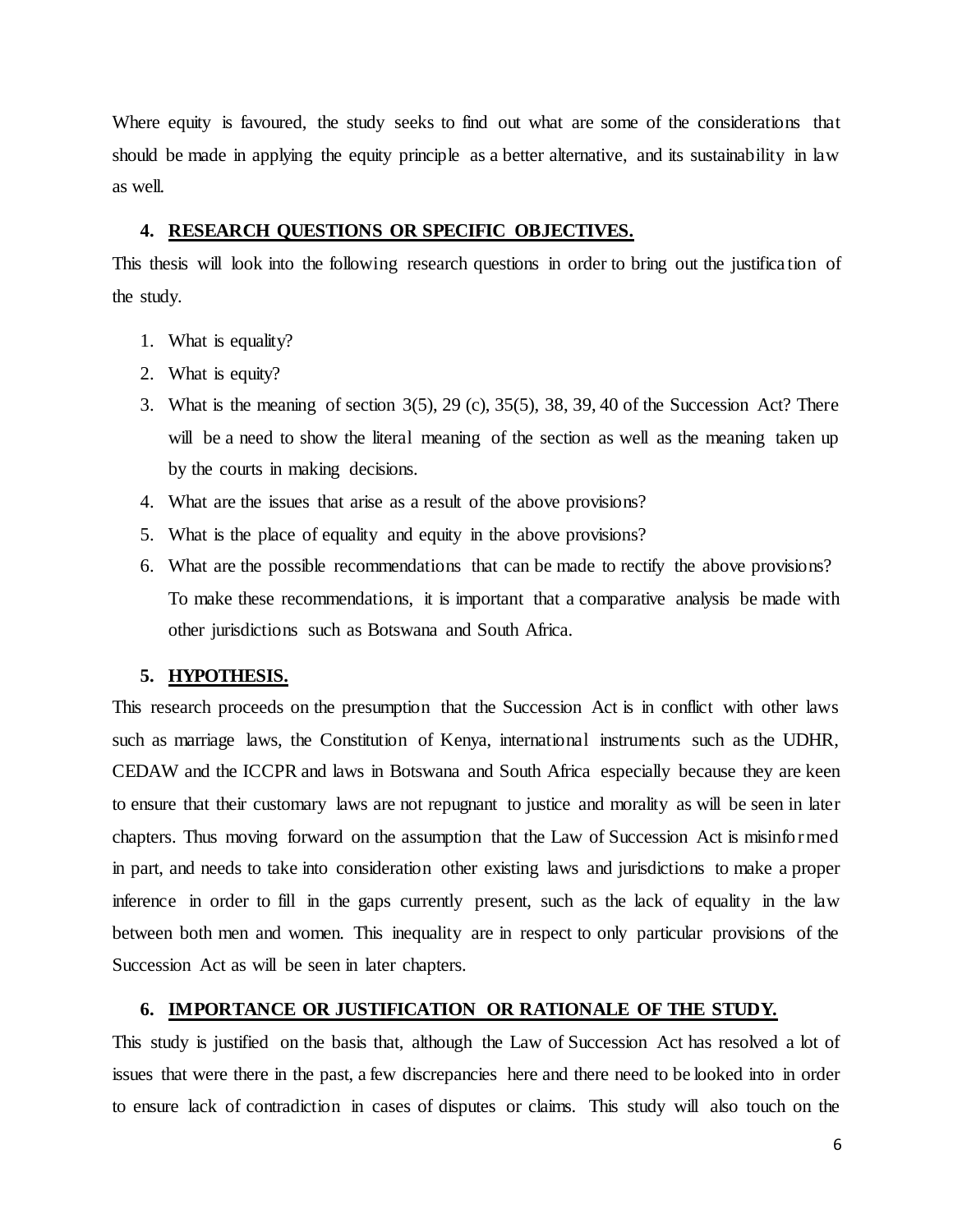Where equity is favoured, the study seeks to find out what are some of the considerations that should be made in applying the equity principle as a better alternative, and its sustainability in law as well.

## 4. RESEARCH QUESTIONS OR SPECIFIC OBJECTIVES.

This thesis will look into the following research questions in order to bring out the justification of the study.

1. What is equality?
2. What is equity?
3. What is the meaning of section 3(5), 29 (c), 35(5), 38, 39, 40 of the Succession Act? There will be a need to show the literal meaning of the section as well as the meaning taken up by the courts in making decisions.
4. What are the issues that arise as a result of the above provisions?
5. What is the place of equality and equity in the above provisions?
6. What are the possible recommendations that can be made to rectify the above provisions? To make these recommendations, it is important that a comparative analysis be made with other jurisdictions such as Botswana and South Africa.

## 5. HYPOTHESIS.

This research proceeds on the presumption that the Succession Act is in conflict with other laws such as marriage laws, the Constitution of Kenya, international instruments such as the UDHR, CEDAW and the ICCPR and laws in Botswana and South Africa especially because they are keen to ensure that their customary laws are not repugnant to justice and morality as will be seen in later chapters. Thus moving forward on the assumption that the Law of Succession Act is misinformed in part, and needs to take into consideration other existing laws and jurisdictions to make a proper inference in order to fill in the gaps currently present, such as the lack of equality in the law between both men and women. This inequality are in respect to only particular provisions of the Succession Act as will be seen in later chapters.

## 6. IMPORTANCE OR JUSTIFICATION OR RATIONALE OF THE STUDY.

This study is justified on the basis that, although the Law of Succession Act has resolved a lot of issues that were there in the past, a few discrepancies here and there need to be looked into in order to ensure lack of contradiction in cases of disputes or claims. This study will also touch on the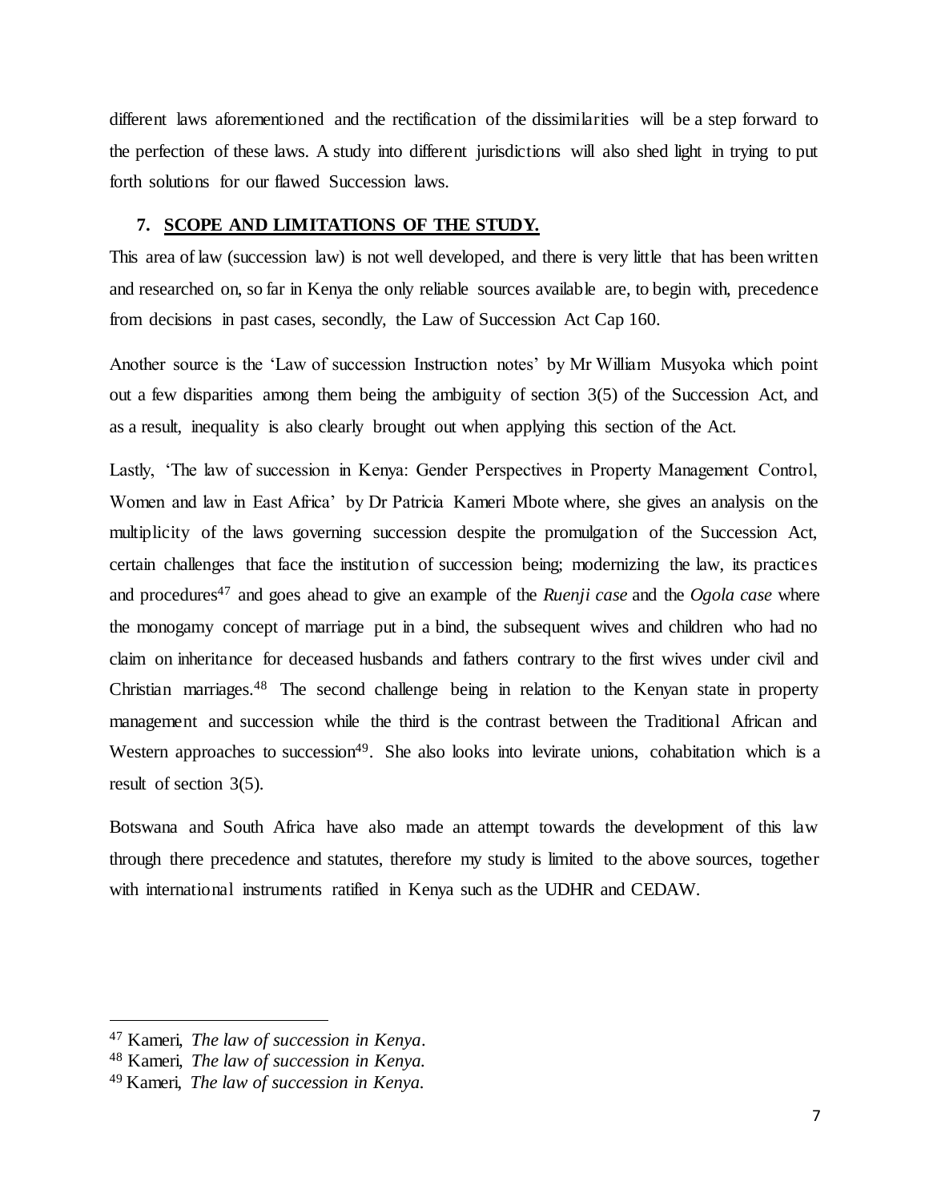different laws aforementioned and the rectification of the dissimilarities will be a step forward to the perfection of these laws. A study into different jurisdictions will also shed light in trying to put forth solutions for our flawed Succession laws.

## 7. SCOPE AND LIMITATIONS OF THE STUDY.

This area of law (succession law) is not well developed, and there is very little that has been written and researched on, so far in Kenya the only reliable sources available are, to begin with, precedence from decisions in past cases, secondly, the Law of Succession Act Cap 160.

Another source is the 'Law of succession Instruction notes' by Mr William Musyoka which point out a few disparities among them being the ambiguity of section 3(5) of the Succession Act, and as a result, inequality is also clearly brought out when applying this section of the Act.

Lastly, 'The law of succession in Kenya: Gender Perspectives in Property Management Control, Women and law in East Africa' by Dr Patricia Kameri Mbote where, she gives an analysis on the multiplicity of the laws governing succession despite the promulgation of the Succession Act, certain challenges that face the institution of succession being; modernizing the law, its practices and procedures[47] and goes ahead to give an example of the *Ruenji case* and the *Ogola case* where the monogamy concept of marriage put in a bind, the subsequent wives and children who had no claim on inheritance for deceased husbands and fathers contrary to the first wives under civil and Christian marriages.[48] The second challenge being in relation to the Kenyan state in property management and succession while the third is the contrast between the Traditional African and Western approaches to succession[49]. She also looks into levirate unions, cohabitation which is a result of section 3(5).

Botswana and South Africa have also made an attempt towards the development of this law through there precedence and statutes, therefore my study is limited to the above sources, together with international instruments ratified in Kenya such as the UDHR and CEDAW.

---

[47] Kameri, *The law of succession in Kenya*.

[48] Kameri, *The law of succession in Kenya.*

[49] Kameri, *The law of succession in Kenya.*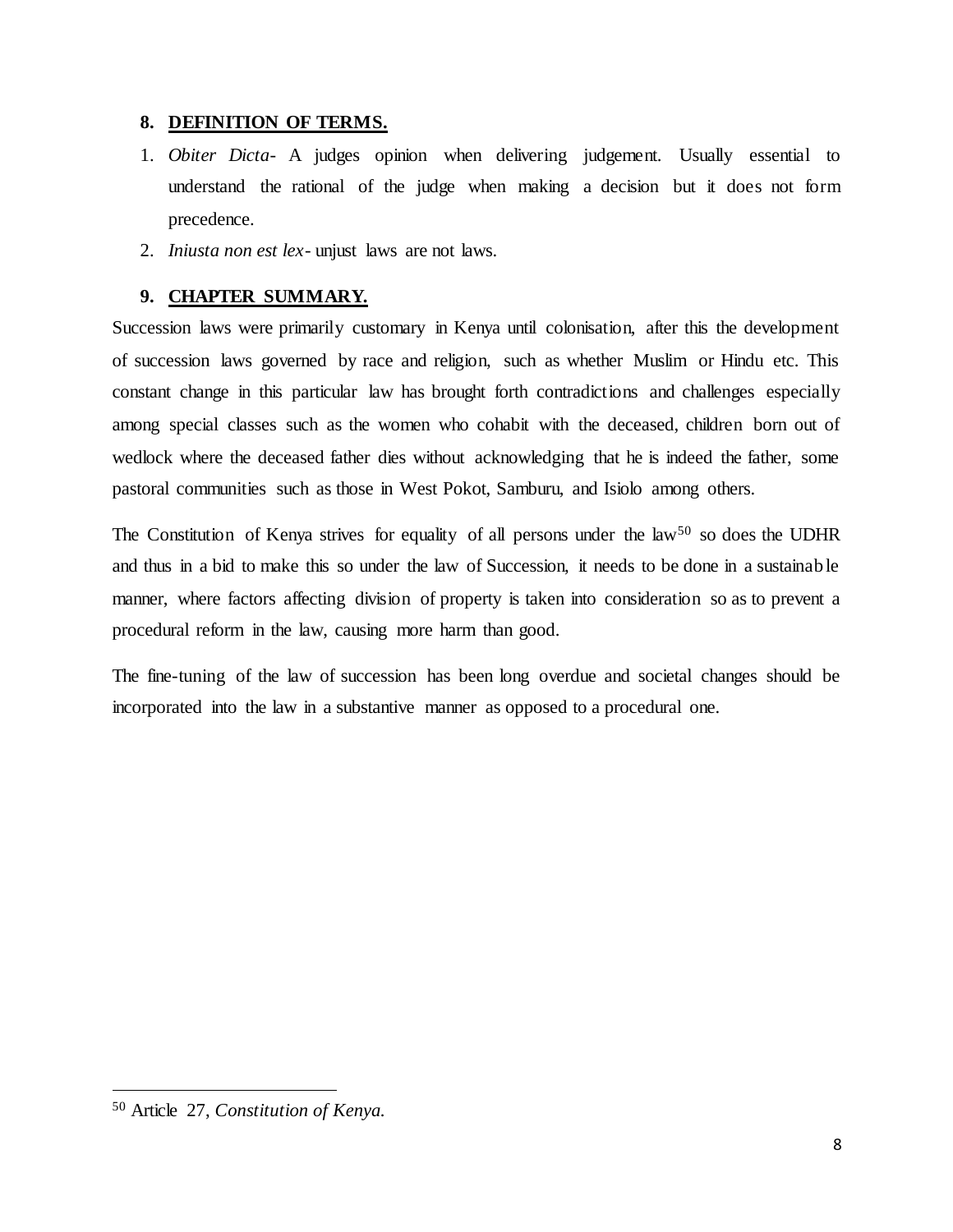## 8. DEFINITION OF TERMS.

1. *Obiter Dicta*- A judges opinion when delivering judgement. Usually essential to understand the rational of the judge when making a decision but it does not form precedence.
2. *Iniusta non est lex*- unjust laws are not laws.

## 9. CHAPTER SUMMARY.

Succession laws were primarily customary in Kenya until colonisation, after this the development of succession laws governed by race and religion, such as whether Muslim or Hindu etc. This constant change in this particular law has brought forth contradictions and challenges especially among special classes such as the women who cohabit with the deceased, children born out of wedlock where the deceased father dies without acknowledging that he is indeed the father, some pastoral communities such as those in West Pokot, Samburu, and Isiolo among others.

The Constitution of Kenya strives for equality of all persons under the law[50] so does the UDHR and thus in a bid to make this so under the law of Succession, it needs to be done in a sustainable manner, where factors affecting division of property is taken into consideration so as to prevent a procedural reform in the law, causing more harm than good.

The fine-tuning of the law of succession has been long overdue and societal changes should be incorporated into the law in a substantive manner as opposed to a procedural one.

---

[50] Article 27, *Constitution of Kenya.*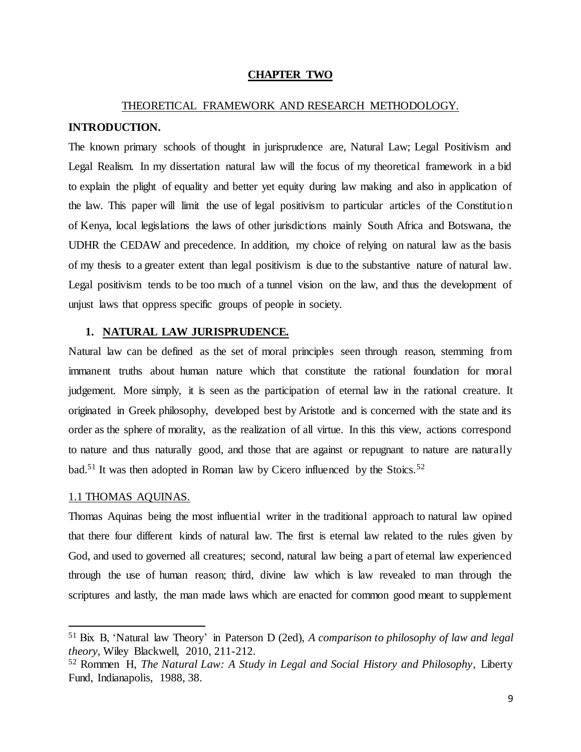# CHAPTER TWO

## THEORETICAL FRAMEWORK AND RESEARCH METHODOLOGY.

**INTRODUCTION.**

The known primary schools of thought in jurisprudence are, Natural Law; Legal Positivism and Legal Realism. In my dissertation natural law will the focus of my theoretical framework in a bid to explain the plight of equality and better yet equity during law making and also in application of the law. This paper will limit the use of legal positivism to particular articles of the Constitution of Kenya, local legislations the laws of other jurisdictions mainly South Africa and Botswana, the UDHR the CEDAW and precedence. In addition, my choice of relying on natural law as the basis of my thesis to a greater extent than legal positivism is due to the substantive nature of natural law. Legal positivism tends to be too much of a tunnel vision on the law, and thus the development of unjust laws that oppress specific groups of people in society.

1. **NATURAL LAW JURISPRUDENCE.**

Natural law can be defined as the set of moral principles seen through reason, stemming from immanent truths about human nature which that constitute the rational foundation for moral judgement. More simply, it is seen as the participation of eternal law in the rational creature. It originated in Greek philosophy, developed best by Aristotle and is concerned with the state and its order as the sphere of morality, as the realization of all virtue. In this this view, actions correspond to nature and thus naturally good, and those that are against or repugnant to nature are naturally bad.[51] It was then adopted in Roman law by Cicero influenced by the Stoics.[52]

1.1 THOMAS AQUINAS.

Thomas Aquinas being the most influential writer in the traditional approach to natural law opined that there four different kinds of natural law. The first is eternal law related to the rules given by God, and used to governed all creatures; second, natural law being a part of eternal law experienced through the use of human reason; third, divine law which is law revealed to man through the scriptures and lastly, the man made laws which are enacted for common good meant to supplement

---

[51] Bix B, 'Natural law Theory' in Paterson D (2ed), *A comparison to philosophy of law and legal theory,* Wiley Blackwell, 2010, 211-212.

[52] Rommen H, *The Natural Law: A Study in Legal and Social History and Philosophy,* Liberty Fund, Indianapolis, 1988, 38.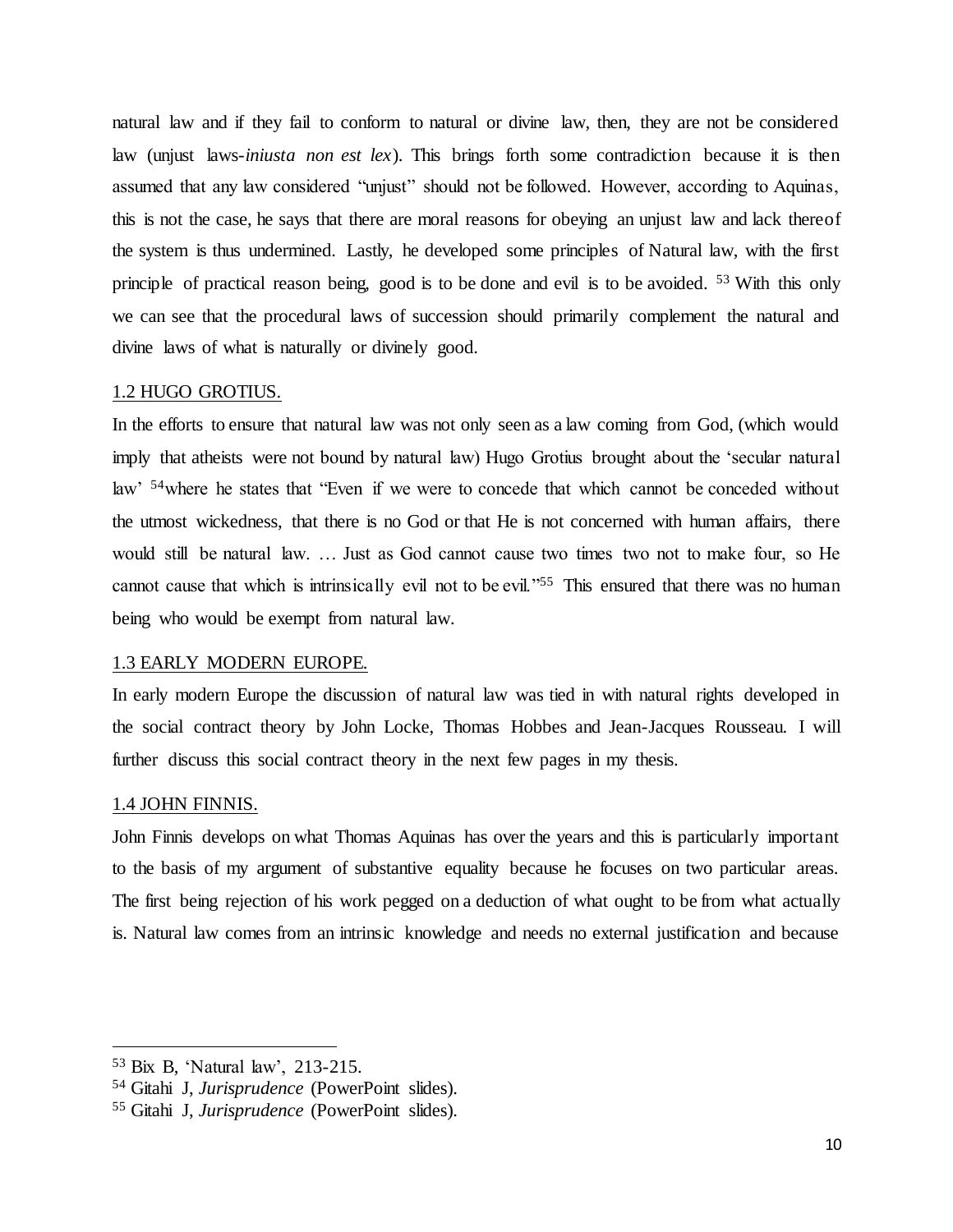natural law and if they fail to conform to natural or divine law, then, they are not be considered law (unjust laws-*iniusta non est lex*). This brings forth some contradiction because it is then assumed that any law considered "unjust" should not be followed. However, according to Aquinas, this is not the case, he says that there are moral reasons for obeying an unjust law and lack thereof the system is thus undermined. Lastly, he developed some principles of Natural law, with the first principle of practical reason being, good is to be done and evil is to be avoided. [53] With this only we can see that the procedural laws of succession should primarily complement the natural and divine laws of what is naturally or divinely good.

### 1.2 HUGO GROTIUS.

In the efforts to ensure that natural law was not only seen as a law coming from God, (which would imply that atheists were not bound by natural law) Hugo Grotius brought about the 'secular natural law' [54]where he states that "Even if we were to concede that which cannot be conceded without the utmost wickedness, that there is no God or that He is not concerned with human affairs, there would still be natural law. … Just as God cannot cause two times two not to make four, so He cannot cause that which is intrinsically evil not to be evil."[55] This ensured that there was no human being who would be exempt from natural law.

### 1.3 EARLY MODERN EUROPE.

In early modern Europe the discussion of natural law was tied in with natural rights developed in the social contract theory by John Locke, Thomas Hobbes and Jean-Jacques Rousseau. I will further discuss this social contract theory in the next few pages in my thesis.

### 1.4 JOHN FINNIS.

John Finnis develops on what Thomas Aquinas has over the years and this is particularly important to the basis of my argument of substantive equality because he focuses on two particular areas. The first being rejection of his work pegged on a deduction of what ought to be from what actually is. Natural law comes from an intrinsic knowledge and needs no external justification and because

---

[53] Bix B, 'Natural law', 213-215.

[54] Gitahi J, *Jurisprudence* (PowerPoint slides).

[55] Gitahi J, *Jurisprudence* (PowerPoint slides).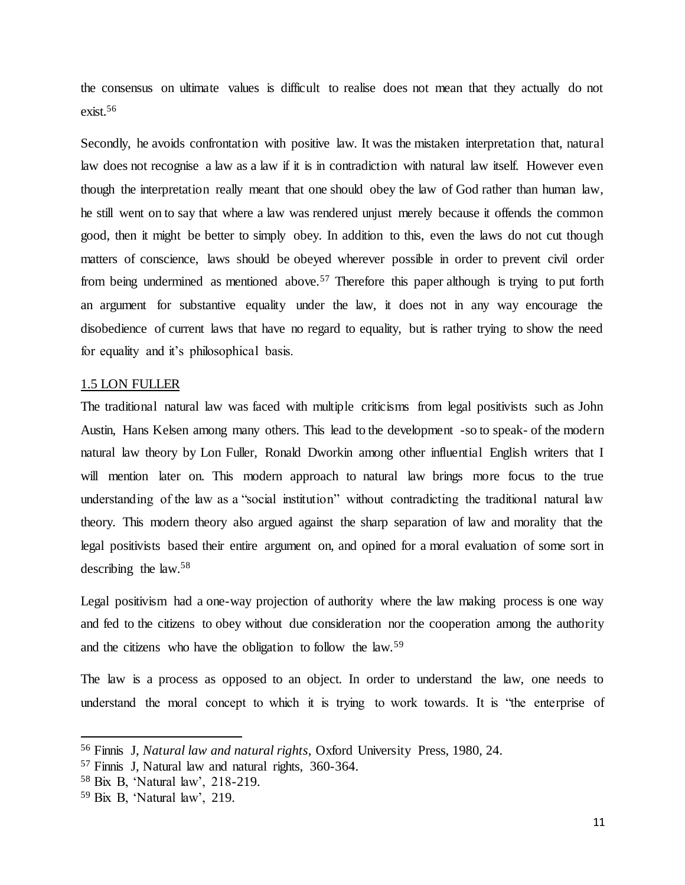the consensus on ultimate values is difficult to realise does not mean that they actually do not exist.[56]

Secondly, he avoids confrontation with positive law. It was the mistaken interpretation that, natural law does not recognise a law as a law if it is in contradiction with natural law itself. However even though the interpretation really meant that one should obey the law of God rather than human law, he still went on to say that where a law was rendered unjust merely because it offends the common good, then it might be better to simply obey. In addition to this, even the laws do not cut though matters of conscience, laws should be obeyed wherever possible in order to prevent civil order from being undermined as mentioned above.[57] Therefore this paper although is trying to put forth an argument for substantive equality under the law, it does not in any way encourage the disobedience of current laws that have no regard to equality, but is rather trying to show the need for equality and it's philosophical basis.

## 1.5 LON FULLER

The traditional natural law was faced with multiple criticisms from legal positivists such as John Austin, Hans Kelsen among many others. This lead to the development -so to speak- of the modern natural law theory by Lon Fuller, Ronald Dworkin among other influential English writers that I will mention later on. This modern approach to natural law brings more focus to the true understanding of the law as a "social institution" without contradicting the traditional natural law theory. This modern theory also argued against the sharp separation of law and morality that the legal positivists based their entire argument on, and opined for a moral evaluation of some sort in describing the law.[58]

Legal positivism had a one-way projection of authority where the law making process is one way and fed to the citizens to obey without due consideration nor the cooperation among the authority and the citizens who have the obligation to follow the law.[59]

The law is a process as opposed to an object. In order to understand the law, one needs to understand the moral concept to which it is trying to work towards. It is "the enterprise of

---

[56] Finnis J, *Natural law and natural rights*, Oxford University Press, 1980, 24.

[57] Finnis J, Natural law and natural rights, 360-364.

[58] Bix B, 'Natural law', 218-219.

[59] Bix B, 'Natural law', 219.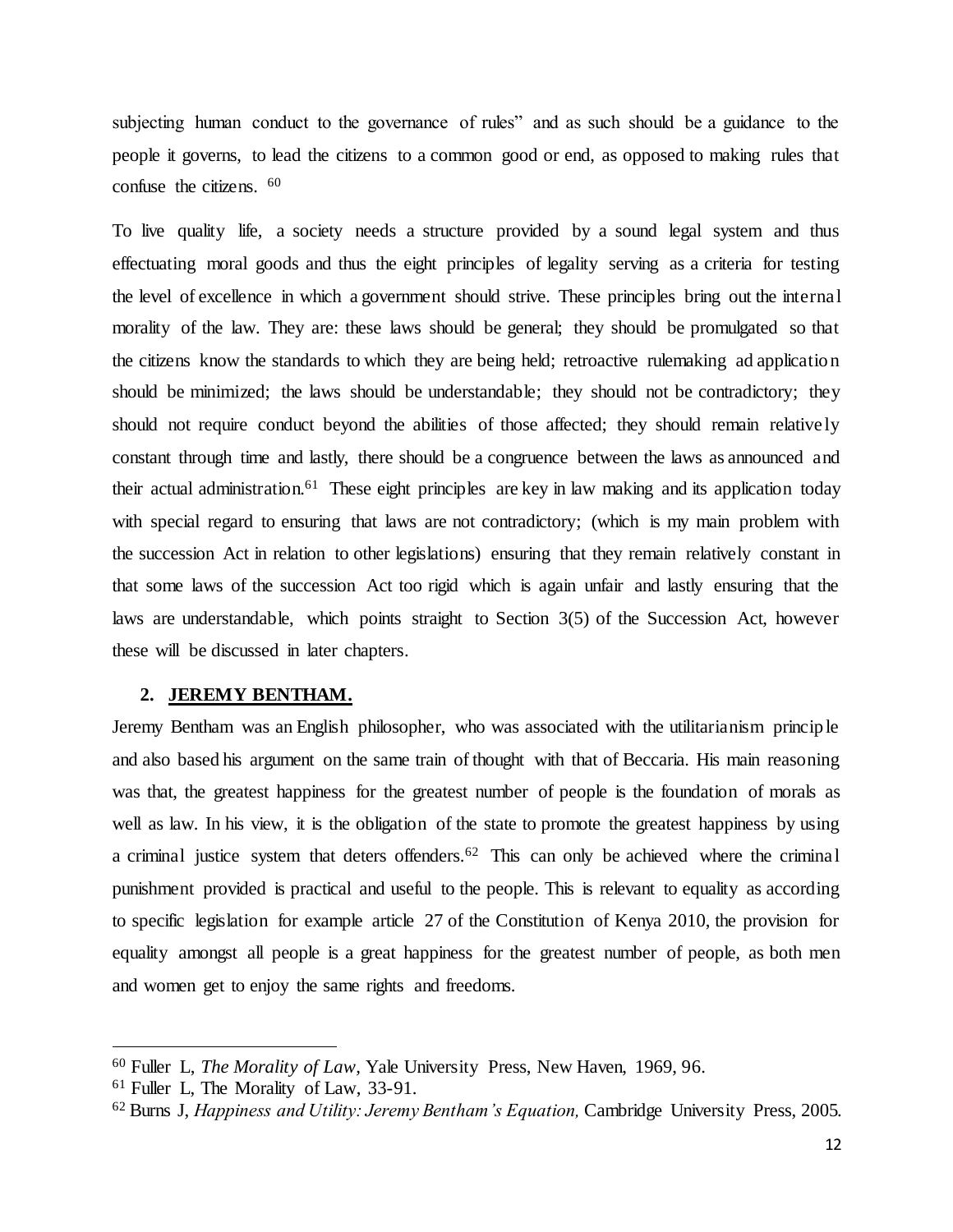subjecting human conduct to the governance of rules" and as such should be a guidance to the people it governs, to lead the citizens to a common good or end, as opposed to making rules that confuse the citizens. [60]

To live quality life, a society needs a structure provided by a sound legal system and thus effectuating moral goods and thus the eight principles of legality serving as a criteria for testing the level of excellence in which a government should strive. These principles bring out the internal morality of the law. They are: these laws should be general; they should be promulgated so that the citizens know the standards to which they are being held; retroactive rulemaking ad application should be minimized; the laws should be understandable; they should not be contradictory; they should not require conduct beyond the abilities of those affected; they should remain relatively constant through time and lastly, there should be a congruence between the laws as announced and their actual administration.[61] These eight principles are key in law making and its application today with special regard to ensuring that laws are not contradictory; (which is my main problem with the succession Act in relation to other legislations) ensuring that they remain relatively constant in that some laws of the succession Act too rigid which is again unfair and lastly ensuring that the laws are understandable, which points straight to Section 3(5) of the Succession Act, however these will be discussed in later chapters.

## 2. **JEREMY BENTHAM.**

Jeremy Bentham was an English philosopher, who was associated with the utilitarianism principle and also based his argument on the same train of thought with that of Beccaria. His main reasoning was that, the greatest happiness for the greatest number of people is the foundation of morals as well as law. In his view, it is the obligation of the state to promote the greatest happiness by using a criminal justice system that deters offenders.[62] This can only be achieved where the criminal punishment provided is practical and useful to the people. This is relevant to equality as according to specific legislation for example article 27 of the Constitution of Kenya 2010, the provision for equality amongst all people is a great happiness for the greatest number of people, as both men and women get to enjoy the same rights and freedoms.

---

[60] Fuller L, *The Morality of Law,* Yale University Press, New Haven, 1969, 96.

[61] Fuller L, The Morality of Law, 33-91.

[62] Burns J, *Happiness and Utility: Jeremy Bentham's Equation,* Cambridge University Press, 2005.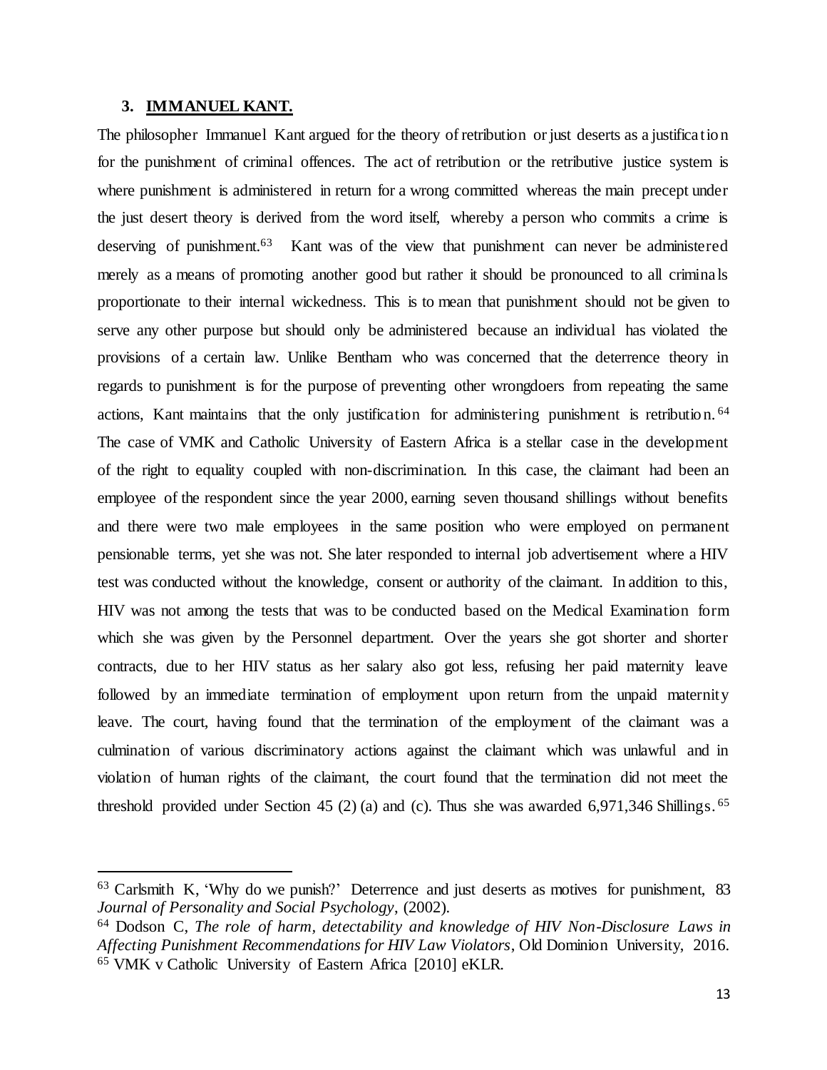### 3. **IMMANUEL KANT.**

The philosopher Immanuel Kant argued for the theory of retribution or just deserts as a justification for the punishment of criminal offences. The act of retribution or the retributive justice system is where punishment is administered in return for a wrong committed whereas the main precept under the just desert theory is derived from the word itself, whereby a person who commits a crime is deserving of punishment.[63] Kant was of the view that punishment can never be administered merely as a means of promoting another good but rather it should be pronounced to all criminals proportionate to their internal wickedness. This is to mean that punishment should not be given to serve any other purpose but should only be administered because an individual has violated the provisions of a certain law. Unlike Bentham who was concerned that the deterrence theory in regards to punishment is for the purpose of preventing other wrongdoers from repeating the same actions, Kant maintains that the only justification for administering punishment is retribution.[64] The case of VMK and Catholic University of Eastern Africa is a stellar case in the development of the right to equality coupled with non-discrimination. In this case, the claimant had been an employee of the respondent since the year 2000, earning seven thousand shillings without benefits and there were two male employees in the same position who were employed on permanent pensionable terms, yet she was not. She later responded to internal job advertisement where a HIV test was conducted without the knowledge, consent or authority of the claimant. In addition to this, HIV was not among the tests that was to be conducted based on the Medical Examination form which she was given by the Personnel department. Over the years she got shorter and shorter contracts, due to her HIV status as her salary also got less, refusing her paid maternity leave followed by an immediate termination of employment upon return from the unpaid maternity leave. The court, having found that the termination of the employment of the claimant was a culmination of various discriminatory actions against the claimant which was unlawful and in violation of human rights of the claimant, the court found that the termination did not meet the threshold provided under Section 45 (2) (a) and (c). Thus she was awarded 6,971,346 Shillings.[65]

---

[63] Carlsmith K, 'Why do we punish?' Deterrence and just deserts as motives for punishment, 83 *Journal of Personality and Social Psychology*, (2002).

[64] Dodson C, *The role of harm, detectability and knowledge of HIV Non-Disclosure Laws in Affecting Punishment Recommendations for HIV Law Violators*, Old Dominion University, 2016.

[65] VMK v Catholic University of Eastern Africa [2010] eKLR.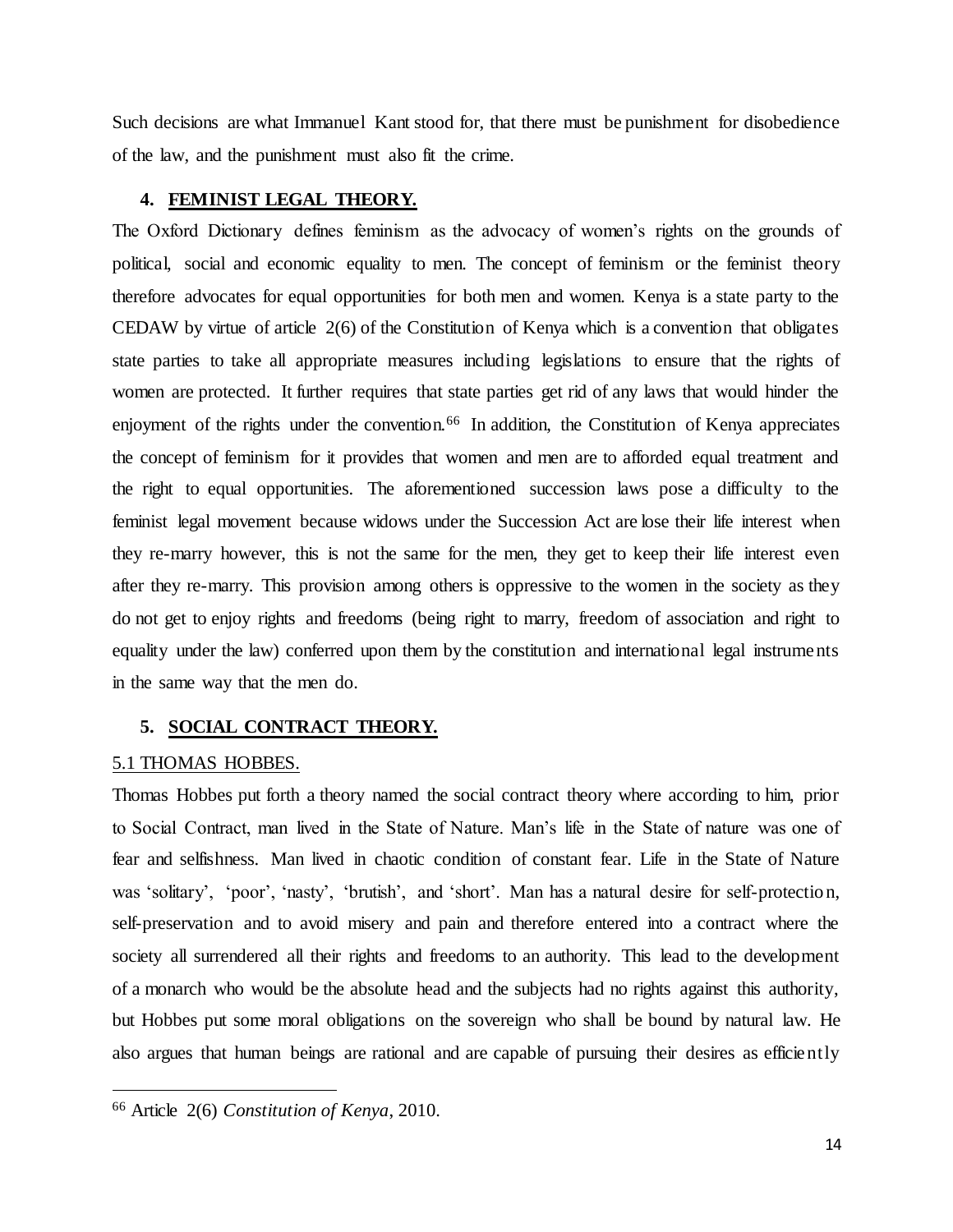Such decisions are what Immanuel Kant stood for, that there must be punishment for disobedience of the law, and the punishment must also fit the crime.

## 4. FEMINIST LEGAL THEORY.

The Oxford Dictionary defines feminism as the advocacy of women's rights on the grounds of political, social and economic equality to men. The concept of feminism or the feminist theory therefore advocates for equal opportunities for both men and women. Kenya is a state party to the CEDAW by virtue of article 2(6) of the Constitution of Kenya which is a convention that obligates state parties to take all appropriate measures including legislations to ensure that the rights of women are protected. It further requires that state parties get rid of any laws that would hinder the enjoyment of the rights under the convention.[66] In addition, the Constitution of Kenya appreciates the concept of feminism for it provides that women and men are to afforded equal treatment and the right to equal opportunities. The aforementioned succession laws pose a difficulty to the feminist legal movement because widows under the Succession Act are lose their life interest when they re-marry however, this is not the same for the men, they get to keep their life interest even after they re-marry. This provision among others is oppressive to the women in the society as they do not get to enjoy rights and freedoms (being right to marry, freedom of association and right to equality under the law) conferred upon them by the constitution and international legal instruments in the same way that the men do.

## 5. SOCIAL CONTRACT THEORY.

### 5.1 THOMAS HOBBES.

Thomas Hobbes put forth a theory named the social contract theory where according to him, prior to Social Contract, man lived in the State of Nature. Man's life in the State of nature was one of fear and selfishness. Man lived in chaotic condition of constant fear. Life in the State of Nature was 'solitary', 'poor', 'nasty', 'brutish', and 'short'. Man has a natural desire for self-protection, self-preservation and to avoid misery and pain and therefore entered into a contract where the society all surrendered all their rights and freedoms to an authority. This lead to the development of a monarch who would be the absolute head and the subjects had no rights against this authority, but Hobbes put some moral obligations on the sovereign who shall be bound by natural law. He also argues that human beings are rational and are capable of pursuing their desires as efficiently

---

[66] Article 2(6) *Constitution of Kenya*, 2010.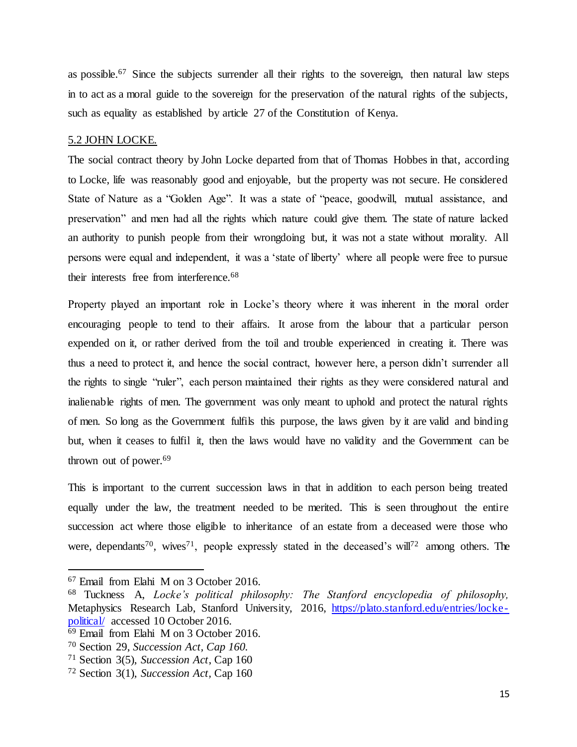as possible.[67] Since the subjects surrender all their rights to the sovereign, then natural law steps in to act as a moral guide to the sovereign for the preservation of the natural rights of the subjects, such as equality as established by article 27 of the Constitution of Kenya.

## 5.2 JOHN LOCKE.

The social contract theory by John Locke departed from that of Thomas Hobbes in that, according to Locke, life was reasonably good and enjoyable, but the property was not secure. He considered State of Nature as a "Golden Age". It was a state of "peace, goodwill, mutual assistance, and preservation" and men had all the rights which nature could give them. The state of nature lacked an authority to punish people from their wrongdoing but, it was not a state without morality. All persons were equal and independent, it was a 'state of liberty' where all people were free to pursue their interests free from interference.[68]

Property played an important role in Locke's theory where it was inherent in the moral order encouraging people to tend to their affairs. It arose from the labour that a particular person expended on it, or rather derived from the toil and trouble experienced in creating it. There was thus a need to protect it, and hence the social contract, however here, a person didn't surrender all the rights to single "ruler", each person maintained their rights as they were considered natural and inalienable rights of men. The government was only meant to uphold and protect the natural rights of men. So long as the Government fulfils this purpose, the laws given by it are valid and binding but, when it ceases to fulfil it, then the laws would have no validity and the Government can be thrown out of power.[69]

This is important to the current succession laws in that in addition to each person being treated equally under the law, the treatment needed to be merited. This is seen throughout the entire succession act where those eligible to inheritance of an estate from a deceased were those who were, dependants[70], wives[71], people expressly stated in the deceased's will[72] among others. The

---

[67] Email from Elahi M on 3 October 2016.

[68] Tuckness A, *Locke's political philosophy: The Stanford encyclopedia of philosophy,* Metaphysics Research Lab, Stanford University, 2016, https://plato.stanford.edu/entries/locke-political/ accessed 10 October 2016.

[69] Email from Elahi M on 3 October 2016.

[70] Section 29, *Succession Act, Cap 160.*

[71] Section 3(5), *Succession Act*, Cap 160

[72] Section 3(1), *Succession Act*, Cap 160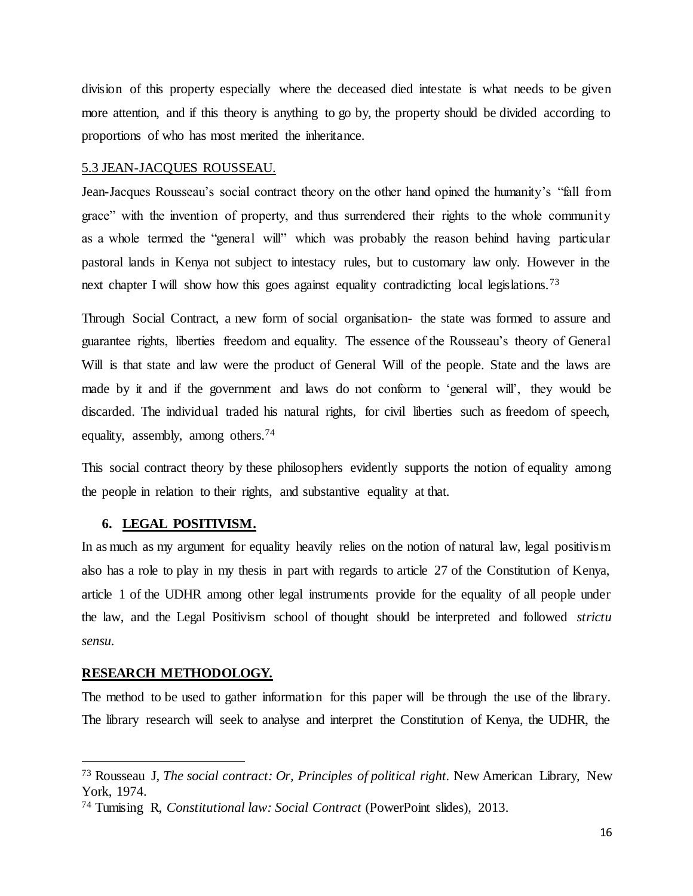division of this property especially where the deceased died intestate is what needs to be given more attention, and if this theory is anything to go by, the property should be divided according to proportions of who has most merited the inheritance.

### 5.3 JEAN-JACQUES ROUSSEAU.

Jean-Jacques Rousseau's social contract theory on the other hand opined the humanity's "fall from grace" with the invention of property, and thus surrendered their rights to the whole community as a whole termed the "general will" which was probably the reason behind having particular pastoral lands in Kenya not subject to intestacy rules, but to customary law only. However in the next chapter I will show how this goes against equality contradicting local legislations.[73]

Through Social Contract, a new form of social organisation- the state was formed to assure and guarantee rights, liberties freedom and equality. The essence of the Rousseau's theory of General Will is that state and law were the product of General Will of the people. State and the laws are made by it and if the government and laws do not conform to 'general will', they would be discarded. The individual traded his natural rights, for civil liberties such as freedom of speech, equality, assembly, among others.[74]

This social contract theory by these philosophers evidently supports the notion of equality among the people in relation to their rights, and substantive equality at that.

## 6. LEGAL POSITIVISM.

In as much as my argument for equality heavily relies on the notion of natural law, legal positivism also has a role to play in my thesis in part with regards to article 27 of the Constitution of Kenya, article 1 of the UDHR among other legal instruments provide for the equality of all people under the law, and the Legal Positivism school of thought should be interpreted and followed *strictu sensu.*

## RESEARCH METHODOLOGY.

The method to be used to gather information for this paper will be through the use of the library. The library research will seek to analyse and interpret the Constitution of Kenya, the UDHR, the

---

[73] Rousseau J, *The social contract: Or, Principles of political right*. New American Library, New York, 1974.

[74] Tumising R, *Constitutional law: Social Contract* (PowerPoint slides), 2013.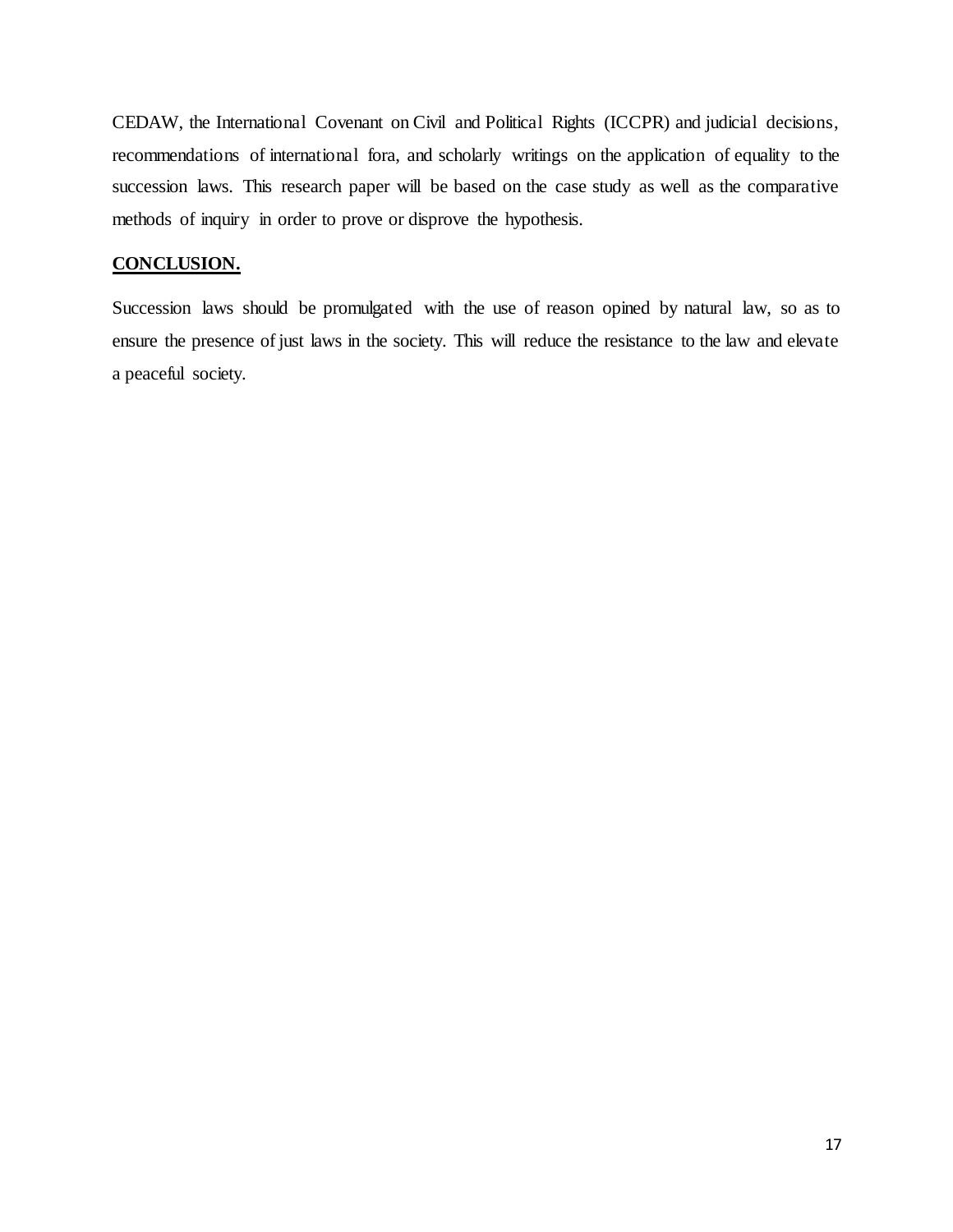CEDAW, the International Covenant on Civil and Political Rights (ICCPR) and judicial decisions, recommendations of international fora, and scholarly writings on the application of equality to the succession laws. This research paper will be based on the case study as well as the comparative methods of inquiry in order to prove or disprove the hypothesis.

## CONCLUSION.

Succession laws should be promulgated with the use of reason opined by natural law, so as to ensure the presence of just laws in the society. This will reduce the resistance to the law and elevate a peaceful society.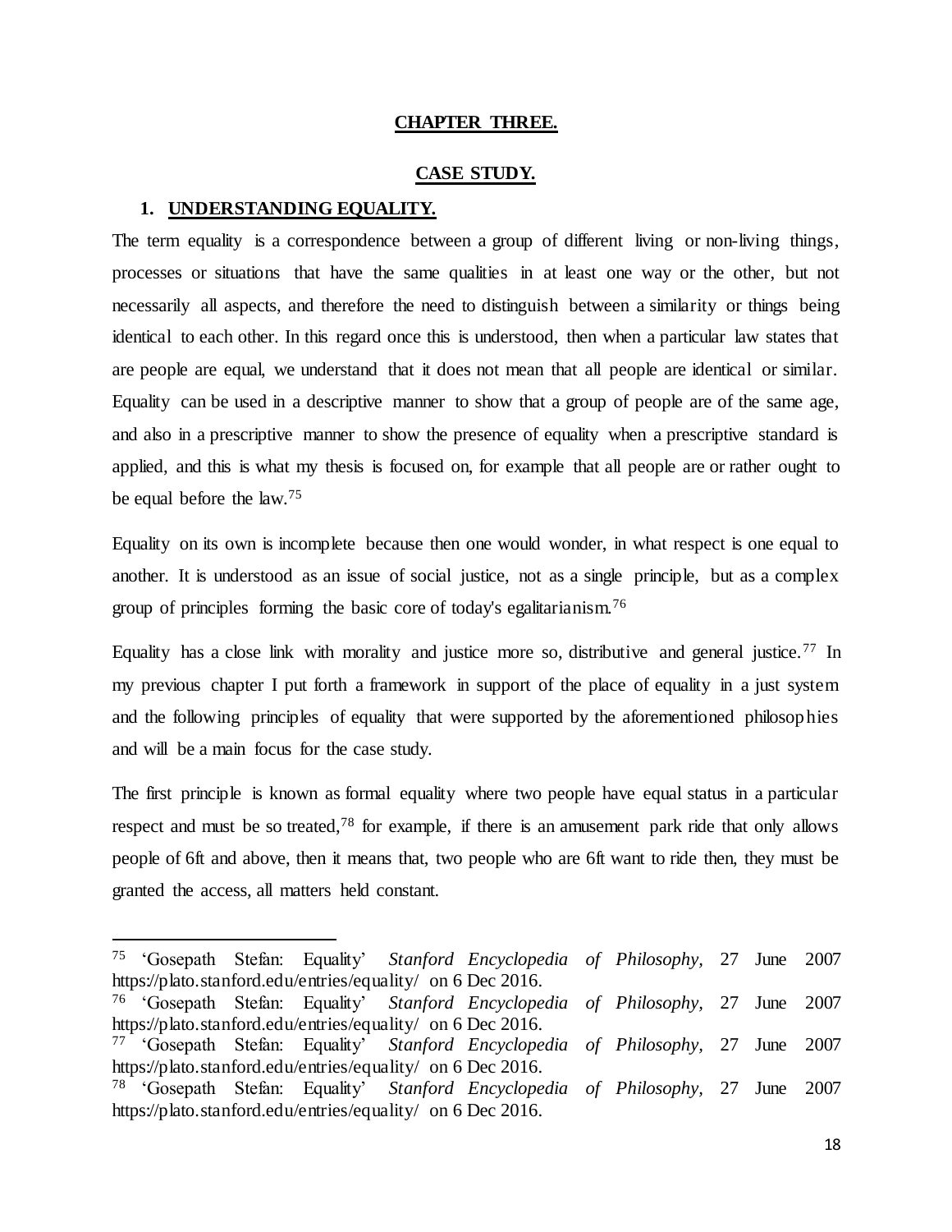# CHAPTER THREE.

## CASE STUDY.

### 1. UNDERSTANDING EQUALITY.

The term equality is a correspondence between a group of different living or non-living things, processes or situations that have the same qualities in at least one way or the other, but not necessarily all aspects, and therefore the need to distinguish between a similarity or things being identical to each other. In this regard once this is understood, then when a particular law states that are people are equal, we understand that it does not mean that all people are identical or similar. Equality can be used in a descriptive manner to show that a group of people are of the same age, and also in a prescriptive manner to show the presence of equality when a prescriptive standard is applied, and this is what my thesis is focused on, for example that all people are or rather ought to be equal before the law.[75]

Equality on its own is incomplete because then one would wonder, in what respect is one equal to another. It is understood as an issue of social justice, not as a single principle, but as a complex group of principles forming the basic core of today's egalitarianism.[76]

Equality has a close link with morality and justice more so, distributive and general justice.[77] In my previous chapter I put forth a framework in support of the place of equality in a just system and the following principles of equality that were supported by the aforementioned philosophies and will be a main focus for the case study.

The first principle is known as formal equality where two people have equal status in a particular respect and must be so treated,[78] for example, if there is an amusement park ride that only allows people of 6ft and above, then it means that, two people who are 6ft want to ride then, they must be granted the access, all matters held constant.

---

[75] 'Gosepath Stefan: Equality' *Stanford Encyclopedia of Philosophy*, 27 June 2007 https://plato.stanford.edu/entries/equality/ on 6 Dec 2016.

[76] 'Gosepath Stefan: Equality' *Stanford Encyclopedia of Philosophy*, 27 June 2007 https://plato.stanford.edu/entries/equality/ on 6 Dec 2016.

[77] 'Gosepath Stefan: Equality' *Stanford Encyclopedia of Philosophy*, 27 June 2007 https://plato.stanford.edu/entries/equality/ on 6 Dec 2016.

[78] 'Gosepath Stefan: Equality' *Stanford Encyclopedia of Philosophy*, 27 June 2007 https://plato.stanford.edu/entries/equality/ on 6 Dec 2016.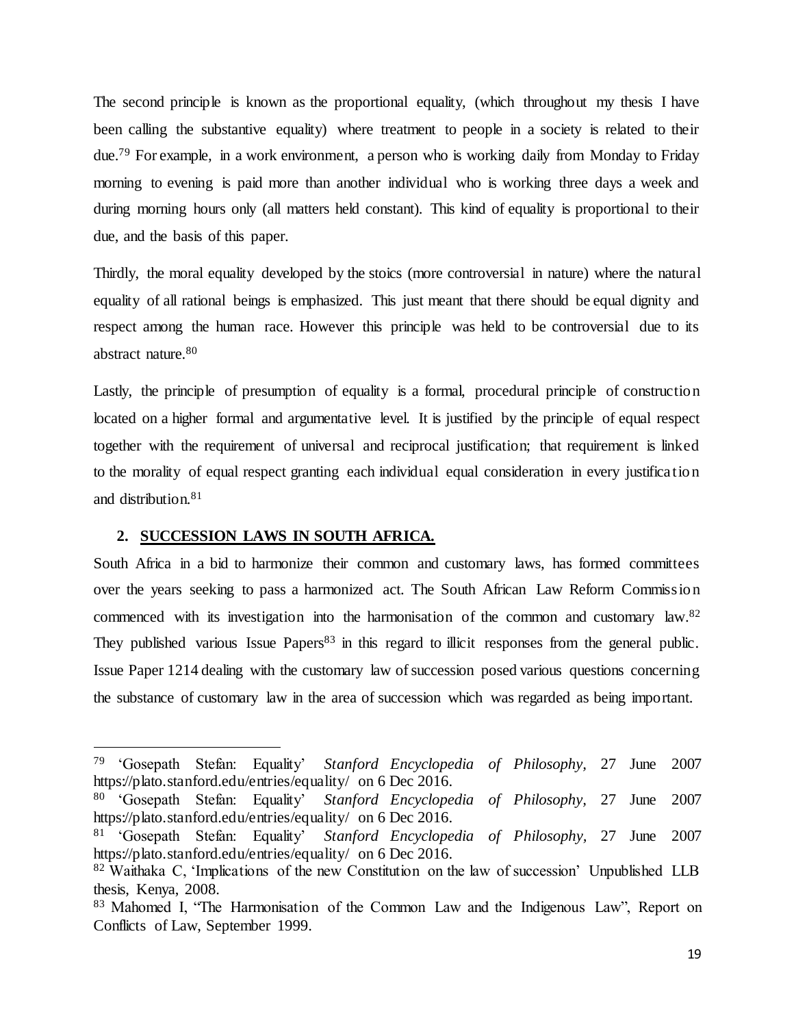The second principle is known as the proportional equality, (which throughout my thesis I have been calling the substantive equality) where treatment to people in a society is related to their due.[79] For example, in a work environment, a person who is working daily from Monday to Friday morning to evening is paid more than another individual who is working three days a week and during morning hours only (all matters held constant). This kind of equality is proportional to their due, and the basis of this paper.

Thirdly, the moral equality developed by the stoics (more controversial in nature) where the natural equality of all rational beings is emphasized. This just meant that there should be equal dignity and respect among the human race. However this principle was held to be controversial due to its abstract nature.[80]

Lastly, the principle of presumption of equality is a formal, procedural principle of construction located on a higher formal and argumentative level. It is justified by the principle of equal respect together with the requirement of universal and reciprocal justification; that requirement is linked to the morality of equal respect granting each individual equal consideration in every justification and distribution.[81]

## 2. SUCCESSION LAWS IN SOUTH AFRICA.

South Africa in a bid to harmonize their common and customary laws, has formed committees over the years seeking to pass a harmonized act. The South African Law Reform Commission commenced with its investigation into the harmonisation of the common and customary law.[82] They published various Issue Papers[83] in this regard to illicit responses from the general public. Issue Paper 1214 dealing with the customary law of succession posed various questions concerning the substance of customary law in the area of succession which was regarded as being important.

---

[79] 'Gosepath Stefan: Equality' *Stanford Encyclopedia of Philosophy,* 27 June 2007 https://plato.stanford.edu/entries/equality/ on 6 Dec 2016.

[80] 'Gosepath Stefan: Equality' *Stanford Encyclopedia of Philosophy,* 27 June 2007 https://plato.stanford.edu/entries/equality/ on 6 Dec 2016.

[81] 'Gosepath Stefan: Equality' *Stanford Encyclopedia of Philosophy,* 27 June 2007 https://plato.stanford.edu/entries/equality/ on 6 Dec 2016.

[82] Waithaka C, 'Implications of the new Constitution on the law of succession' Unpublished LLB thesis, Kenya, 2008.

[83] Mahomed I, "The Harmonisation of the Common Law and the Indigenous Law", Report on Conflicts of Law, September 1999.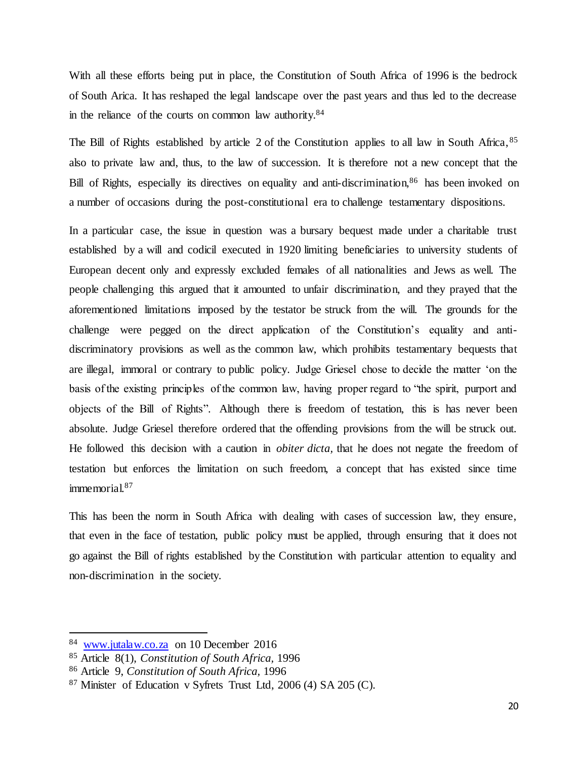With all these efforts being put in place, the Constitution of South Africa of 1996 is the bedrock of South Arica. It has reshaped the legal landscape over the past years and thus led to the decrease in the reliance of the courts on common law authority.[84]

The Bill of Rights established by article 2 of the Constitution applies to all law in South Africa,[85] also to private law and, thus, to the law of succession. It is therefore not a new concept that the Bill of Rights, especially its directives on equality and anti-discrimination,[86] has been invoked on a number of occasions during the post-constitutional era to challenge testamentary dispositions.

In a particular case, the issue in question was a bursary bequest made under a charitable trust established by a will and codicil executed in 1920 limiting beneficiaries to university students of European decent only and expressly excluded females of all nationalities and Jews as well. The people challenging this argued that it amounted to unfair discrimination, and they prayed that the aforementioned limitations imposed by the testator be struck from the will. The grounds for the challenge were pegged on the direct application of the Constitution's equality and anti-discriminatory provisions as well as the common law, which prohibits testamentary bequests that are illegal, immoral or contrary to public policy. Judge Griesel chose to decide the matter 'on the basis of the existing principles of the common law, having proper regard to "the spirit, purport and objects of the Bill of Rights". Although there is freedom of testation, this is has never been absolute. Judge Griesel therefore ordered that the offending provisions from the will be struck out. He followed this decision with a caution in *obiter dicta,* that he does not negate the freedom of testation but enforces the limitation on such freedom, a concept that has existed since time immemorial.[87]

This has been the norm in South Africa with dealing with cases of succession law, they ensure, that even in the face of testation, public policy must be applied, through ensuring that it does not go against the Bill of rights established by the Constitution with particular attention to equality and non-discrimination in the society.

---

[84] www.jutalaw.co.za on 10 December 2016

[85] Article 8(1), *Constitution of South Africa,* 1996

[86] Article 9, *Constitution of South Africa,* 1996

[87] Minister of Education v Syfrets Trust Ltd, 2006 (4) SA 205 (C).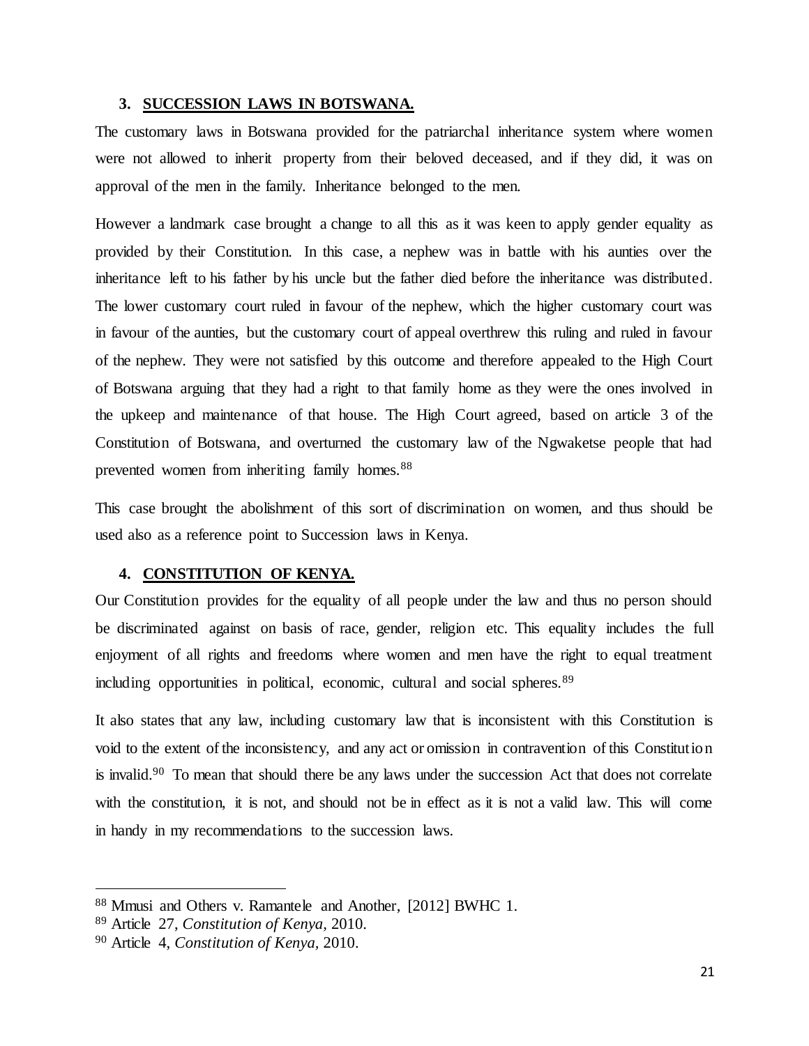## 3. SUCCESSION LAWS IN BOTSWANA.

The customary laws in Botswana provided for the patriarchal inheritance system where women were not allowed to inherit property from their beloved deceased, and if they did, it was on approval of the men in the family. Inheritance belonged to the men.

However a landmark case brought a change to all this as it was keen to apply gender equality as provided by their Constitution. In this case, a nephew was in battle with his aunties over the inheritance left to his father by his uncle but the father died before the inheritance was distributed. The lower customary court ruled in favour of the nephew, which the higher customary court was in favour of the aunties, but the customary court of appeal overthrew this ruling and ruled in favour of the nephew. They were not satisfied by this outcome and therefore appealed to the High Court of Botswana arguing that they had a right to that family home as they were the ones involved in the upkeep and maintenance of that house. The High Court agreed, based on article 3 of the Constitution of Botswana, and overturned the customary law of the Ngwaketse people that had prevented women from inheriting family homes.[88]

This case brought the abolishment of this sort of discrimination on women, and thus should be used also as a reference point to Succession laws in Kenya.

## 4. CONSTITUTION OF KENYA.

Our Constitution provides for the equality of all people under the law and thus no person should be discriminated against on basis of race, gender, religion etc. This equality includes the full enjoyment of all rights and freedoms where women and men have the right to equal treatment including opportunities in political, economic, cultural and social spheres.[89]

It also states that any law, including customary law that is inconsistent with this Constitution is void to the extent of the inconsistency, and any act or omission in contravention of this Constitution is invalid.[90] To mean that should there be any laws under the succession Act that does not correlate with the constitution, it is not, and should not be in effect as it is not a valid law. This will come in handy in my recommendations to the succession laws.

---

[88] Mmusi and Others v. Ramantele and Another, [2012] BWHC 1.

[89] Article 27, *Constitution of Kenya,* 2010.

[90] Article 4, *Constitution of Kenya,* 2010.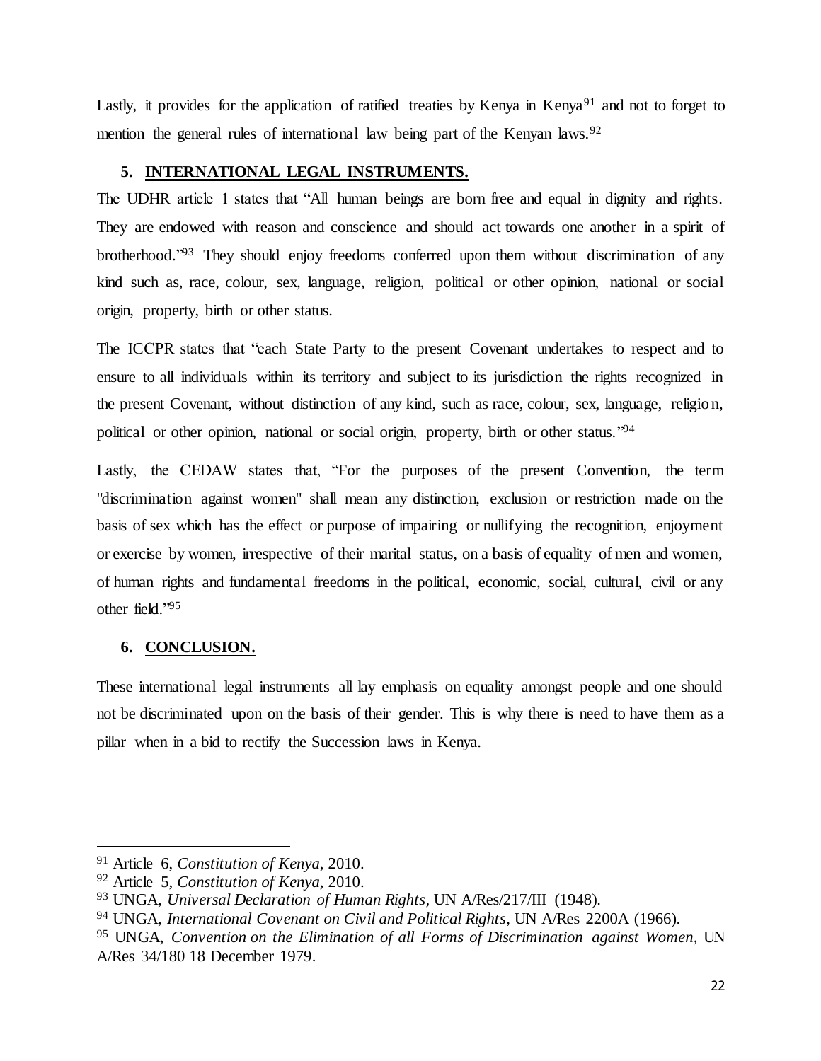Lastly, it provides for the application of ratified treaties by Kenya in Kenya[91] and not to forget to mention the general rules of international law being part of the Kenyan laws.[92]

## 5. INTERNATIONAL LEGAL INSTRUMENTS.

The UDHR article 1 states that "All human beings are born free and equal in dignity and rights. They are endowed with reason and conscience and should act towards one another in a spirit of brotherhood."[93] They should enjoy freedoms conferred upon them without discrimination of any kind such as, race, colour, sex, language, religion, political or other opinion, national or social origin, property, birth or other status.

The ICCPR states that "each State Party to the present Covenant undertakes to respect and to ensure to all individuals within its territory and subject to its jurisdiction the rights recognized in the present Covenant, without distinction of any kind, such as race, colour, sex, language, religion, political or other opinion, national or social origin, property, birth or other status."[94]

Lastly, the CEDAW states that, "For the purposes of the present Convention, the term "discrimination against women" shall mean any distinction, exclusion or restriction made on the basis of sex which has the effect or purpose of impairing or nullifying the recognition, enjoyment or exercise by women, irrespective of their marital status, on a basis of equality of men and women, of human rights and fundamental freedoms in the political, economic, social, cultural, civil or any other field."[95]

## 6. CONCLUSION.

These international legal instruments all lay emphasis on equality amongst people and one should not be discriminated upon on the basis of their gender. This is why there is need to have them as a pillar when in a bid to rectify the Succession laws in Kenya.

---

[91] Article 6, *Constitution of Kenya,* 2010.

[92] Article 5, *Constitution of Kenya,* 2010.

[93] UNGA, *Universal Declaration of Human Rights,* UN A/Res/217/III (1948).

[94] UNGA, *International Covenant on Civil and Political Rights,* UN A/Res 2200A (1966).

[95] UNGA, *Convention on the Elimination of all Forms of Discrimination against Women,* UN A/Res 34/180 18 December 1979.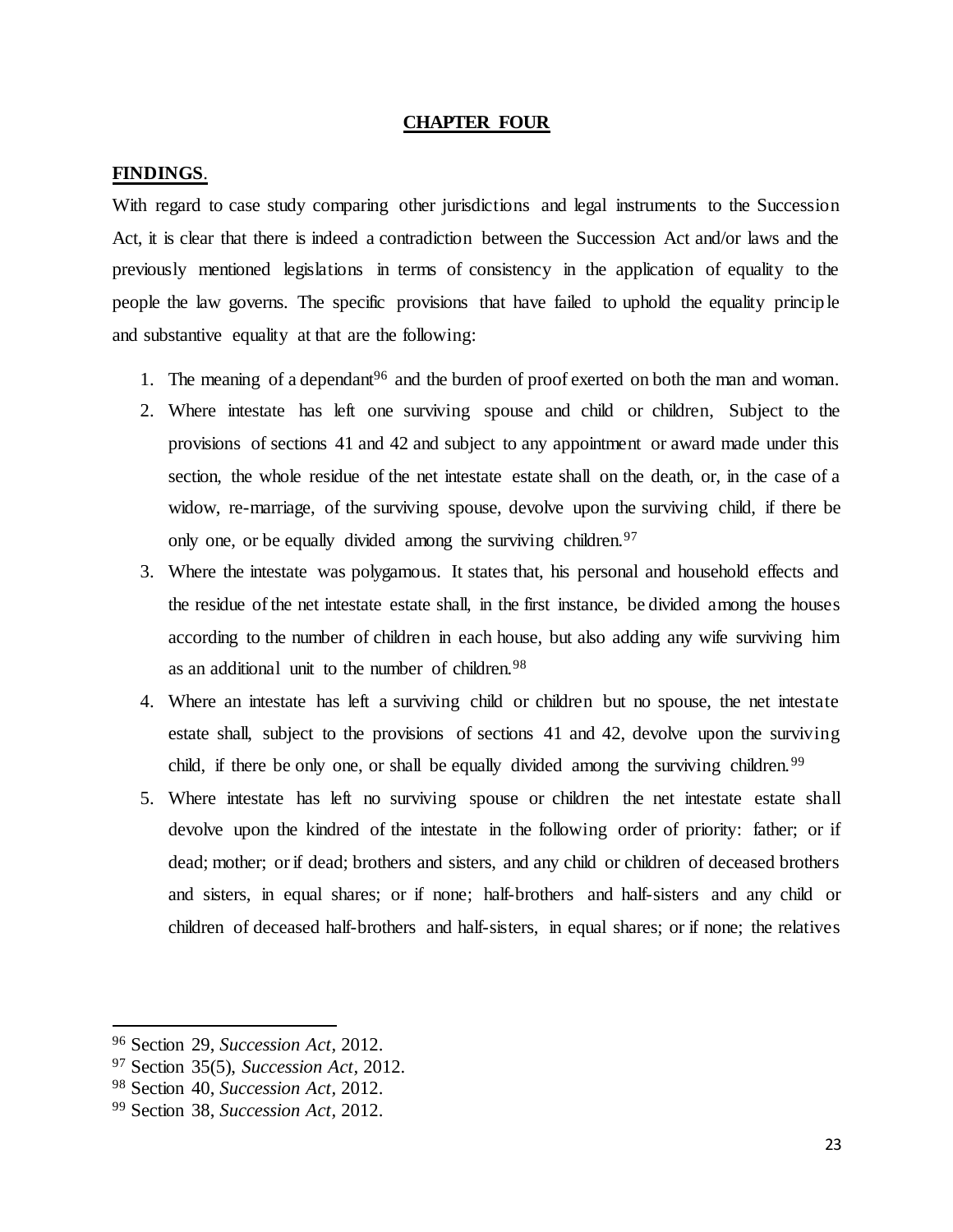**CHAPTER FOUR**

**FINDINGS**.

With regard to case study comparing other jurisdictions and legal instruments to the Succession Act, it is clear that there is indeed a contradiction between the Succession Act and/or laws and the previously mentioned legislations in terms of consistency in the application of equality to the people the law governs. The specific provisions that have failed to uphold the equality principle and substantive equality at that are the following:

1. The meaning of a dependant[96] and the burden of proof exerted on both the man and woman.
2. Where intestate has left one surviving spouse and child or children, Subject to the provisions of sections 41 and 42 and subject to any appointment or award made under this section, the whole residue of the net intestate estate shall on the death, or, in the case of a widow, re-marriage, of the surviving spouse, devolve upon the surviving child, if there be only one, or be equally divided among the surviving children.[97]
3. Where the intestate was polygamous. It states that, his personal and household effects and the residue of the net intestate estate shall, in the first instance, be divided among the houses according to the number of children in each house, but also adding any wife surviving him as an additional unit to the number of children.[98]
4. Where an intestate has left a surviving child or children but no spouse, the net intestate estate shall, subject to the provisions of sections 41 and 42, devolve upon the surviving child, if there be only one, or shall be equally divided among the surviving children.[99]
5. Where intestate has left no surviving spouse or children the net intestate estate shall devolve upon the kindred of the intestate in the following order of priority: father; or if dead; mother; or if dead; brothers and sisters, and any child or children of deceased brothers and sisters, in equal shares; or if none; half-brothers and half-sisters and any child or children of deceased half-brothers and half-sisters, in equal shares; or if none; the relatives

---

[96] Section 29, *Succession Act*, 2012.

[97] Section 35(5), *Succession Act*, 2012.

[98] Section 40, *Succession Act*, 2012.

[99] Section 38, *Succession Act*, 2012.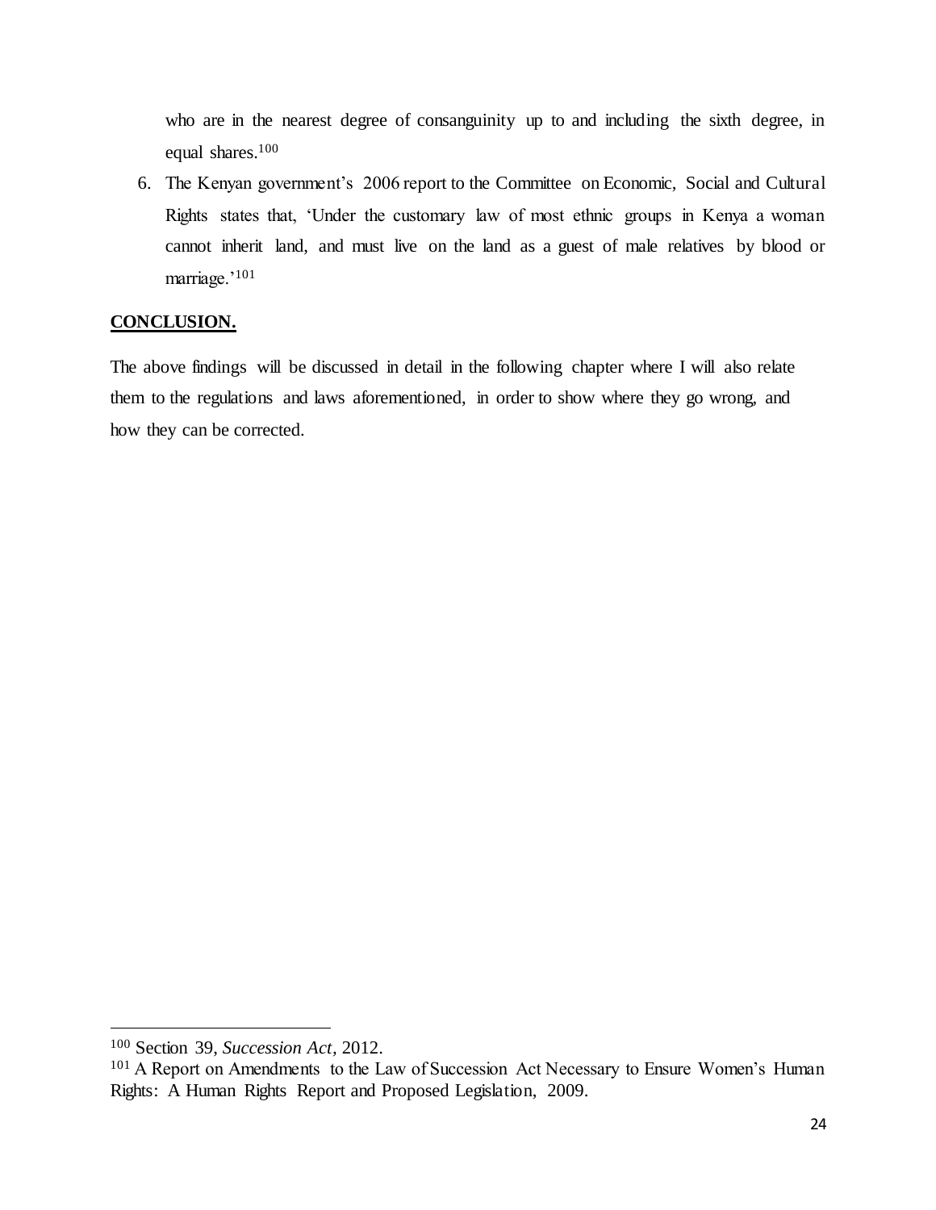who are in the nearest degree of consanguinity up to and including the sixth degree, in equal shares.[100]

6. The Kenyan government's 2006 report to the Committee on Economic, Social and Cultural Rights states that, 'Under the customary law of most ethnic groups in Kenya a woman cannot inherit land, and must live on the land as a guest of male relatives by blood or marriage.'[101]

## **CONCLUSION.**

The above findings will be discussed in detail in the following chapter where I will also relate them to the regulations and laws aforementioned, in order to show where they go wrong, and how they can be corrected.

---

[100] Section 39, *Succession Act*, 2012.

[101] A Report on Amendments to the Law of Succession Act Necessary to Ensure Women's Human Rights: A Human Rights Report and Proposed Legislation, 2009.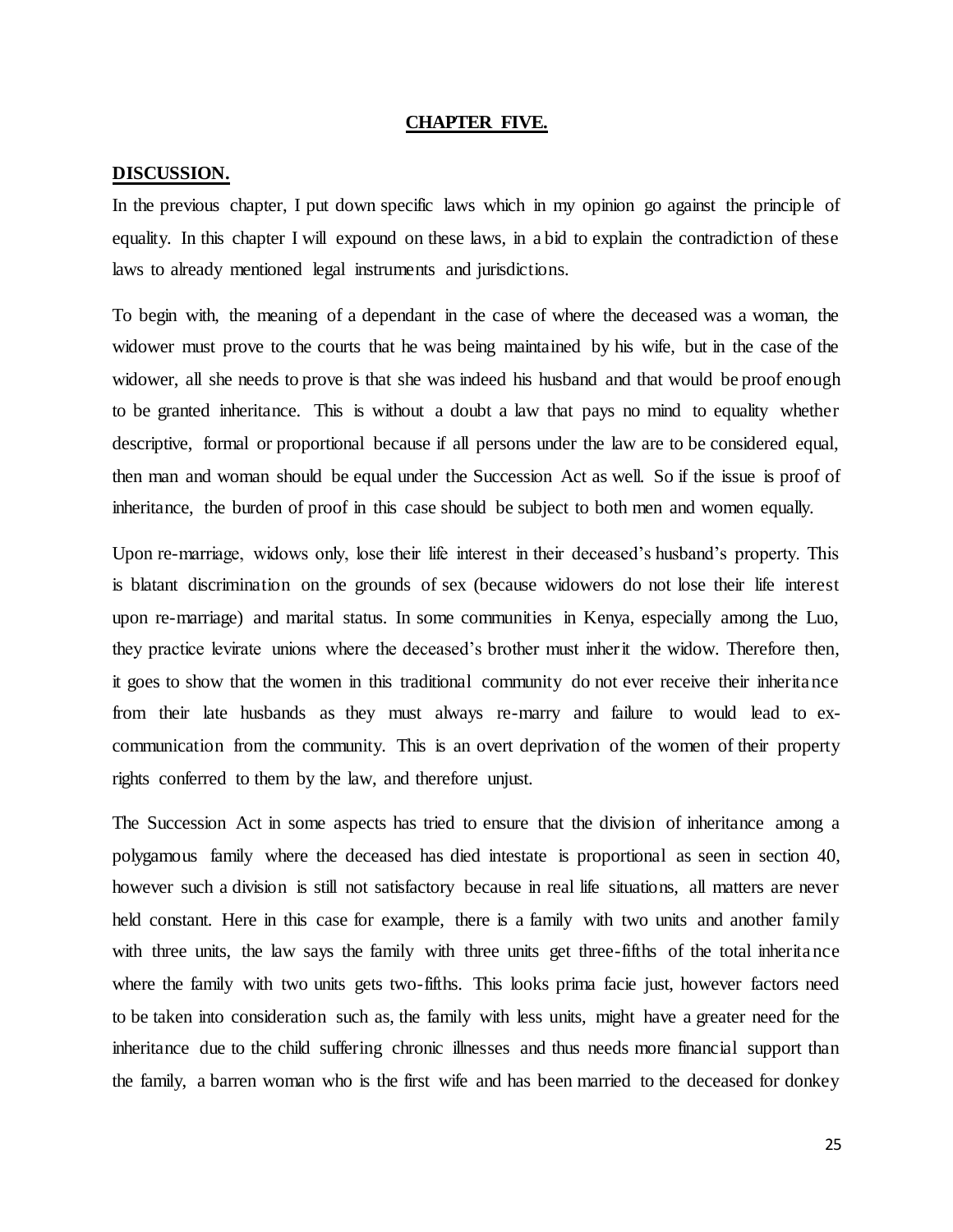## CHAPTER FIVE.

## DISCUSSION.

In the previous chapter, I put down specific laws which in my opinion go against the principle of equality. In this chapter I will expound on these laws, in a bid to explain the contradiction of these laws to already mentioned legal instruments and jurisdictions.

To begin with, the meaning of a dependant in the case of where the deceased was a woman, the widower must prove to the courts that he was being maintained by his wife, but in the case of the widower, all she needs to prove is that she was indeed his husband and that would be proof enough to be granted inheritance. This is without a doubt a law that pays no mind to equality whether descriptive, formal or proportional because if all persons under the law are to be considered equal, then man and woman should be equal under the Succession Act as well. So if the issue is proof of inheritance, the burden of proof in this case should be subject to both men and women equally.

Upon re-marriage, widows only, lose their life interest in their deceased's husband's property. This is blatant discrimination on the grounds of sex (because widowers do not lose their life interest upon re-marriage) and marital status. In some communities in Kenya, especially among the Luo, they practice levirate unions where the deceased's brother must inherit the widow. Therefore then, it goes to show that the women in this traditional community do not ever receive their inheritance from their late husbands as they must always re-marry and failure to would lead to ex-communication from the community. This is an overt deprivation of the women of their property rights conferred to them by the law, and therefore unjust.

The Succession Act in some aspects has tried to ensure that the division of inheritance among a polygamous family where the deceased has died intestate is proportional as seen in section 40, however such a division is still not satisfactory because in real life situations, all matters are never held constant. Here in this case for example, there is a family with two units and another family with three units, the law says the family with three units get three-fifths of the total inheritance where the family with two units gets two-fifths. This looks prima facie just, however factors need to be taken into consideration such as, the family with less units, might have a greater need for the inheritance due to the child suffering chronic illnesses and thus needs more financial support than the family, a barren woman who is the first wife and has been married to the deceased for donkey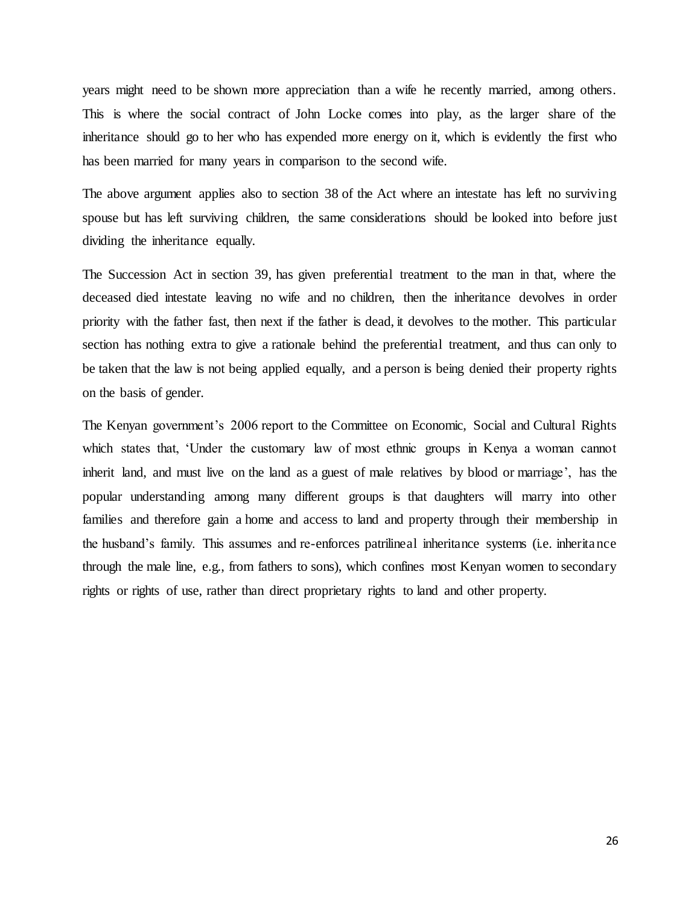years might need to be shown more appreciation than a wife he recently married, among others. This is where the social contract of John Locke comes into play, as the larger share of the inheritance should go to her who has expended more energy on it, which is evidently the first who has been married for many years in comparison to the second wife.

The above argument applies also to section 38 of the Act where an intestate has left no surviving spouse but has left surviving children, the same considerations should be looked into before just dividing the inheritance equally.

The Succession Act in section 39, has given preferential treatment to the man in that, where the deceased died intestate leaving no wife and no children, then the inheritance devolves in order priority with the father fast, then next if the father is dead, it devolves to the mother. This particular section has nothing extra to give a rationale behind the preferential treatment, and thus can only to be taken that the law is not being applied equally, and a person is being denied their property rights on the basis of gender.

The Kenyan government's 2006 report to the Committee on Economic, Social and Cultural Rights which states that, 'Under the customary law of most ethnic groups in Kenya a woman cannot inherit land, and must live on the land as a guest of male relatives by blood or marriage', has the popular understanding among many different groups is that daughters will marry into other families and therefore gain a home and access to land and property through their membership in the husband's family. This assumes and re-enforces patrilineal inheritance systems (i.e. inheritance through the male line, e.g., from fathers to sons), which confines most Kenyan women to secondary rights or rights of use, rather than direct proprietary rights to land and other property.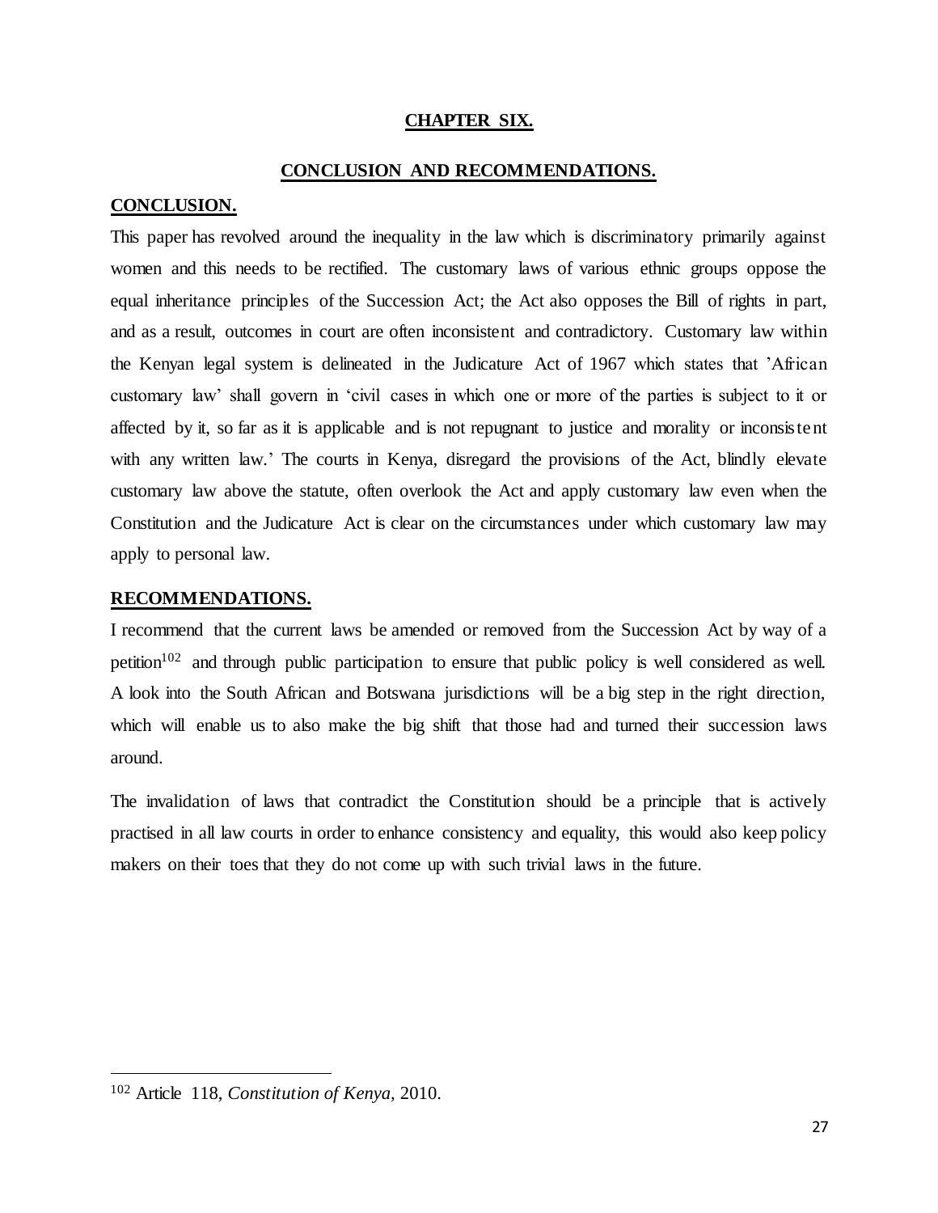# CHAPTER SIX.

## CONCLUSION AND RECOMMENDATIONS.

### CONCLUSION.

This paper has revolved around the inequality in the law which is discriminatory primarily against women and this needs to be rectified. The customary laws of various ethnic groups oppose the equal inheritance principles of the Succession Act; the Act also opposes the Bill of rights in part, and as a result, outcomes in court are often inconsistent and contradictory. Customary law within the Kenyan legal system is delineated in the Judicature Act of 1967 which states that 'African customary law' shall govern in 'civil cases in which one or more of the parties is subject to it or affected by it, so far as it is applicable and is not repugnant to justice and morality or inconsistent with any written law.' The courts in Kenya, disregard the provisions of the Act, blindly elevate customary law above the statute, often overlook the Act and apply customary law even when the Constitution and the Judicature Act is clear on the circumstances under which customary law may apply to personal law.

### RECOMMENDATIONS.

I recommend that the current laws be amended or removed from the Succession Act by way of a petition[102] and through public participation to ensure that public policy is well considered as well. A look into the South African and Botswana jurisdictions will be a big step in the right direction, which will enable us to also make the big shift that those had and turned their succession laws around.

The invalidation of laws that contradict the Constitution should be a principle that is actively practised in all law courts in order to enhance consistency and equality, this would also keep policy makers on their toes that they do not come up with such trivial laws in the future.

---

[102] Article 118, *Constitution of Kenya,* 2010.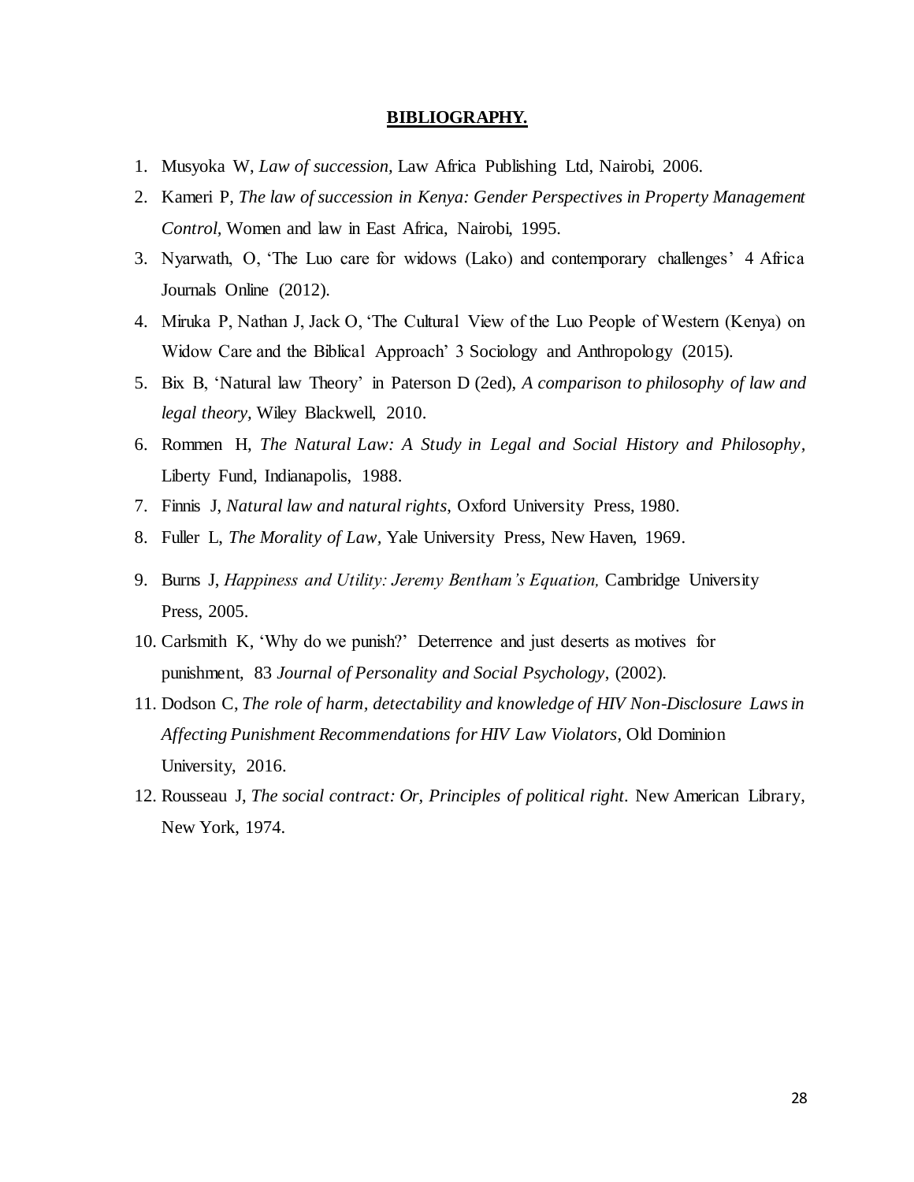# **BIBLIOGRAPHY.**

1. Musyoka W, *Law of succession*, Law Africa Publishing Ltd, Nairobi, 2006.
2. Kameri P, *The law of succession in Kenya: Gender Perspectives in Property Management Control*, Women and law in East Africa, Nairobi, 1995.
3. Nyarwath, O, 'The Luo care for widows (Lako) and contemporary challenges' 4 Africa Journals Online (2012).
4. Miruka P, Nathan J, Jack O, 'The Cultural View of the Luo People of Western (Kenya) on Widow Care and the Biblical Approach' 3 Sociology and Anthropology (2015).
5. Bix B, 'Natural law Theory' in Paterson D (2ed), *A comparison to philosophy of law and legal theory,* Wiley Blackwell, 2010.
6. Rommen H, *The Natural Law: A Study in Legal and Social History and Philosophy,* Liberty Fund, Indianapolis, 1988.
7. Finnis J, *Natural law and natural rights*, Oxford University Press, 1980.
8. Fuller L, *The Morality of Law*, Yale University Press, New Haven, 1969.
9. Burns J, *Happiness and Utility: Jeremy Bentham's Equation,* Cambridge University Press, 2005.
10. Carlsmith K, 'Why do we punish?' Deterrence and just deserts as motives for punishment, 83 *Journal of Personality and Social Psychology*, (2002).
11. Dodson C, *The role of harm, detectability and knowledge of HIV Non-Disclosure Laws in Affecting Punishment Recommendations for HIV Law Violators*, Old Dominion University, 2016.
12. Rousseau J, *The social contract: Or, Principles of political right.* New American Library, New York, 1974.